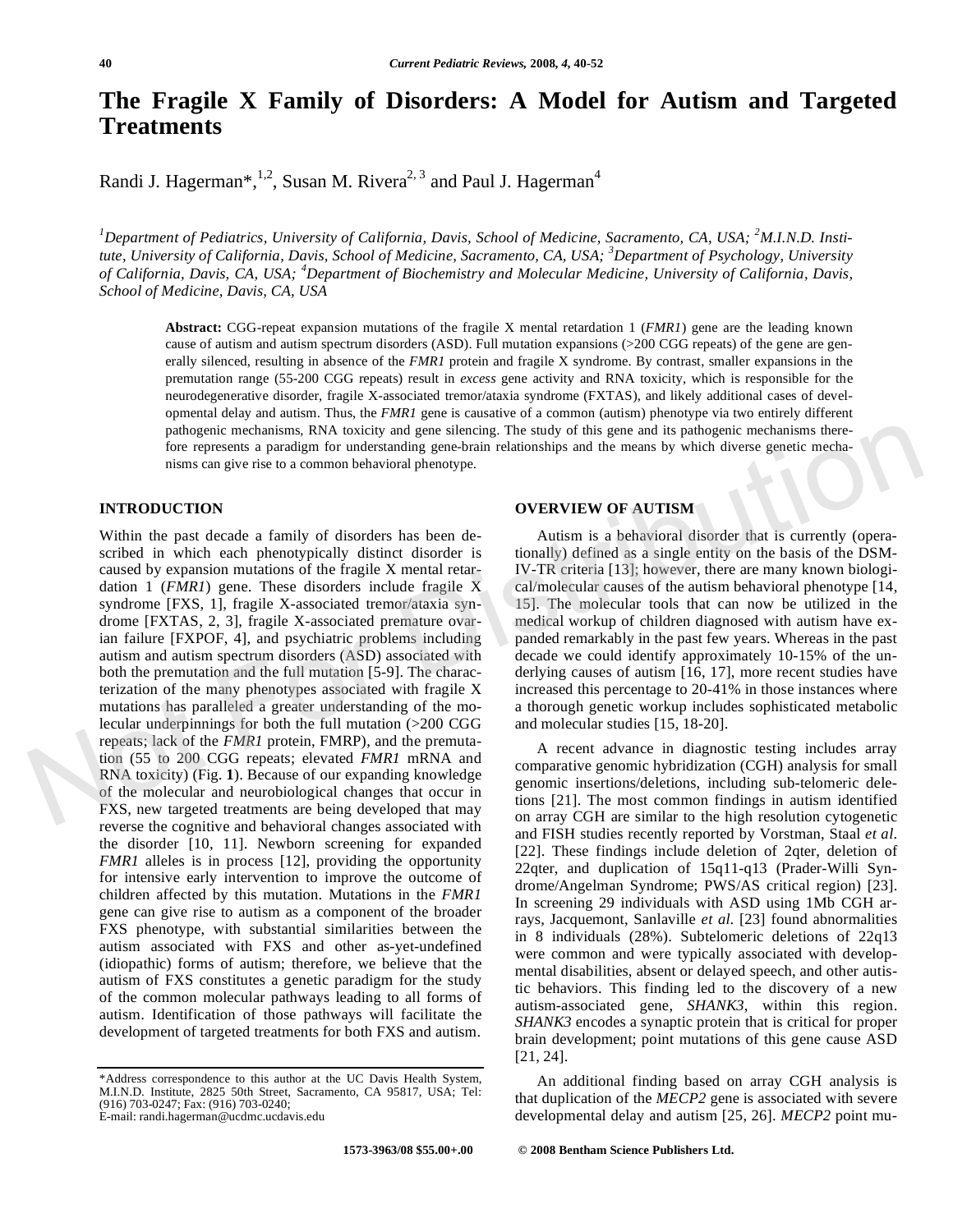# The Fragile X Family of Disorders: A Model for Autism and Targeted Treatments

Randi J. Hagerman*,[1,2], Susan M. Rivera[2,3] and Paul J. Hagerman[4]

[1]*Department of Pediatrics, University of California, Davis, School of Medicine, Sacramento, CA, USA;* [2]*M.I.N.D. Institute, University of California, Davis, School of Medicine, Sacramento, CA, USA;* [3]*Department of Psychology, University of California, Davis, CA, USA;* [4]*Department of Biochemistry and Molecular Medicine, University of California, Davis, School of Medicine, Davis, CA, USA*

**Abstract:** CGG-repeat expansion mutations of the fragile X mental retardation 1 (*FMR1*) gene are the leading known cause of autism and autism spectrum disorders (ASD). Full mutation expansions (>200 CGG repeats) of the gene are generally silenced, resulting in absence of the *FMR1* protein and fragile X syndrome. By contrast, smaller expansions in the premutation range (55-200 CGG repeats) result in *excess* gene activity and RNA toxicity, which is responsible for the neurodegenerative disorder, fragile X-associated tremor/ataxia syndrome (FXTAS), and likely additional cases of developmental delay and autism. Thus, the *FMR1* gene is causative of a common (autism) phenotype via two entirely different pathogenic mechanisms, RNA toxicity and gene silencing. The study of this gene and its pathogenic mechanisms therefore represents a paradigm for understanding gene-brain relationships and the means by which diverse genetic mechanisms can give rise to a common behavioral phenotype.

## INTRODUCTION

Within the past decade a family of disorders has been described in which each phenotypically distinct disorder is caused by expansion mutations of the fragile X mental retardation 1 (*FMR1*) gene. These disorders include fragile X syndrome [FXS, 1], fragile X-associated tremor/ataxia syndrome [FXTAS, 2, 3], fragile X-associated premature ovarian failure [FXPOF, 4], and psychiatric problems including autism and autism spectrum disorders (ASD) associated with both the premutation and the full mutation [5-9]. The characterization of the many phenotypes associated with fragile X mutations has paralleled a greater understanding of the molecular underpinnings for both the full mutation (>200 CGG repeats; lack of the *FMR1* protein, FMRP), and the premutation (55 to 200 CGG repeats; elevated *FMR1* mRNA and RNA toxicity) (Fig. **1**). Because of our expanding knowledge of the molecular and neurobiological changes that occur in FXS, new targeted treatments are being developed that may reverse the cognitive and behavioral changes associated with the disorder [10, 11]. Newborn screening for expanded *FMR1* alleles is in process [12], providing the opportunity for intensive early intervention to improve the outcome of children affected by this mutation. Mutations in the *FMR1* gene can give rise to autism as a component of the broader FXS phenotype, with substantial similarities between the autism associated with FXS and other as-yet-undefined (idiopathic) forms of autism; therefore, we believe that the autism of FXS constitutes a genetic paradigm for the study of the common molecular pathways leading to all forms of autism. Identification of those pathways will facilitate the development of targeted treatments for both FXS and autism.

*Address correspondence to this author at the UC Davis Health System, M.I.N.D. Institute, 2825 50th Street, Sacramento, CA 95817, USA; Tel: (916) 703-0247; Fax: (916) 703-0240;
E-mail: randi.hagerman@ucdmc.ucdavis.edu

## OVERVIEW OF AUTISM

Autism is a behavioral disorder that is currently (operationally) defined as a single entity on the basis of the DSM-IV-TR criteria [13]; however, there are many known biological/molecular causes of the autism behavioral phenotype [14, 15]. The molecular tools that can now be utilized in the medical workup of children diagnosed with autism have expanded remarkably in the past few years. Whereas in the past decade we could identify approximately 10-15% of the underlying causes of autism [16, 17], more recent studies have increased this percentage to 20-41% in those instances where a thorough genetic workup includes sophisticated metabolic and molecular studies [15, 18-20].

A recent advance in diagnostic testing includes array comparative genomic hybridization (CGH) analysis for small genomic insertions/deletions, including sub-telomeric deletions [21]. The most common findings in autism identified on array CGH are similar to the high resolution cytogenetic and FISH studies recently reported by Vorstman, Staal *et al*. [22]. These findings include deletion of 2qter, deletion of 22qter, and duplication of 15q11-q13 (Prader-Willi Syndrome/Angelman Syndrome; PWS/AS critical region) [23]. In screening 29 individuals with ASD using 1Mb CGH arrays, Jacquemont, Sanlaville *et al*. [23] found abnormalities in 8 individuals (28%). Subtelomeric deletions of 22q13 were common and were typically associated with developmental disabilities, absent or delayed speech, and other autistic behaviors. This finding led to the discovery of a new autism-associated gene, *SHANK3*, within this region. *SHANK3* encodes a synaptic protein that is critical for proper brain development; point mutations of this gene cause ASD [21, 24].

An additional finding based on array CGH analysis is that duplication of the *MECP2* gene is associated with severe developmental delay and autism [25, 26]. *MECP2* point mu-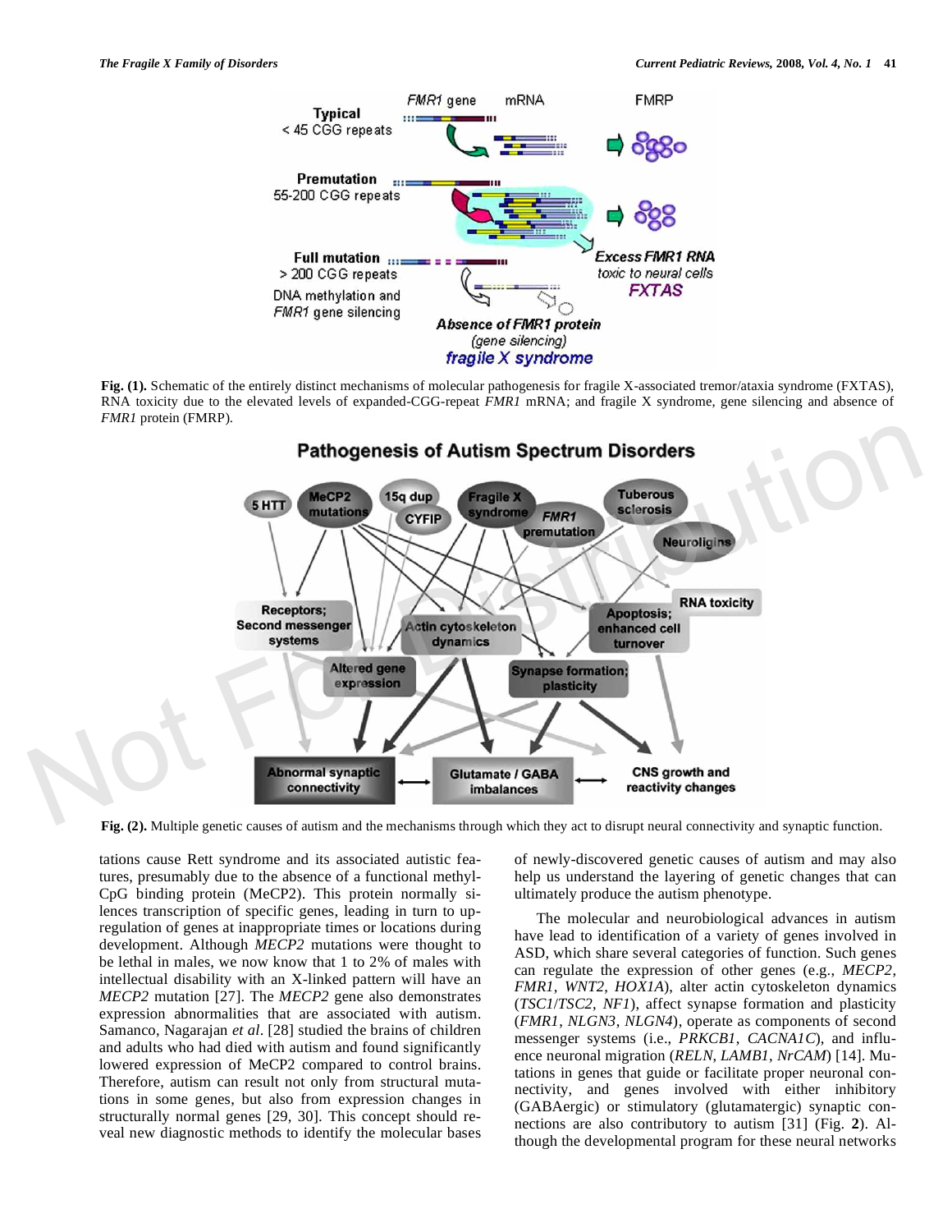**Fig. (1).** Schematic of the entirely distinct mechanisms of molecular pathogenesis for fragile X-associated tremor/ataxia syndrome (FXTAS), RNA toxicity due to the elevated levels of expanded-CGG-repeat *FMR1* mRNA; and fragile X syndrome, gene silencing and absence of *FMR1* protein (FMRP).

**Fig. (2).** Multiple genetic causes of autism and the mechanisms through which they act to disrupt neural connectivity and synaptic function.

tations cause Rett syndrome and its associated autistic features, presumably due to the absence of a functional methyl-CpG binding protein (MeCP2). This protein normally silences transcription of specific genes, leading in turn to upregulation of genes at inappropriate times or locations during development. Although *MECP2* mutations were thought to be lethal in males, we now know that 1 to 2% of males with intellectual disability with an X-linked pattern will have an *MECP2* mutation [27]. The *MECP2* gene also demonstrates expression abnormalities that are associated with autism. Samanco, Nagarajan *et al*. [28] studied the brains of children and adults who had died with autism and found significantly lowered expression of MeCP2 compared to control brains. Therefore, autism can result not only from structural mutations in some genes, but also from expression changes in structurally normal genes [29, 30]. This concept should reveal new diagnostic methods to identify the molecular bases of newly-discovered genetic causes of autism and may also help us understand the layering of genetic changes that can ultimately produce the autism phenotype.

The molecular and neurobiological advances in autism have lead to identification of a variety of genes involved in ASD, which share several categories of function. Such genes can regulate the expression of other genes (e.g., *MECP2*, *FMR1*, *WNT2*, *HOX1A*), alter actin cytoskeleton dynamics (*TSC1*/*TSC2*, *NF1*), affect synapse formation and plasticity (*FMR1*, *NLGN3*, *NLGN4*), operate as components of second messenger systems (i.e., *PRKCB1*, *CACNA1C*), and influence neuronal migration (*RELN*, *LAMB1*, *NrCAM*) [14]. Mutations in genes that guide or facilitate proper neuronal connectivity, and genes involved with either inhibitory (GABAergic) or stimulatory (glutamatergic) synaptic connections are also contributory to autism [31] (Fig. **2**). Although the developmental program for these neural networks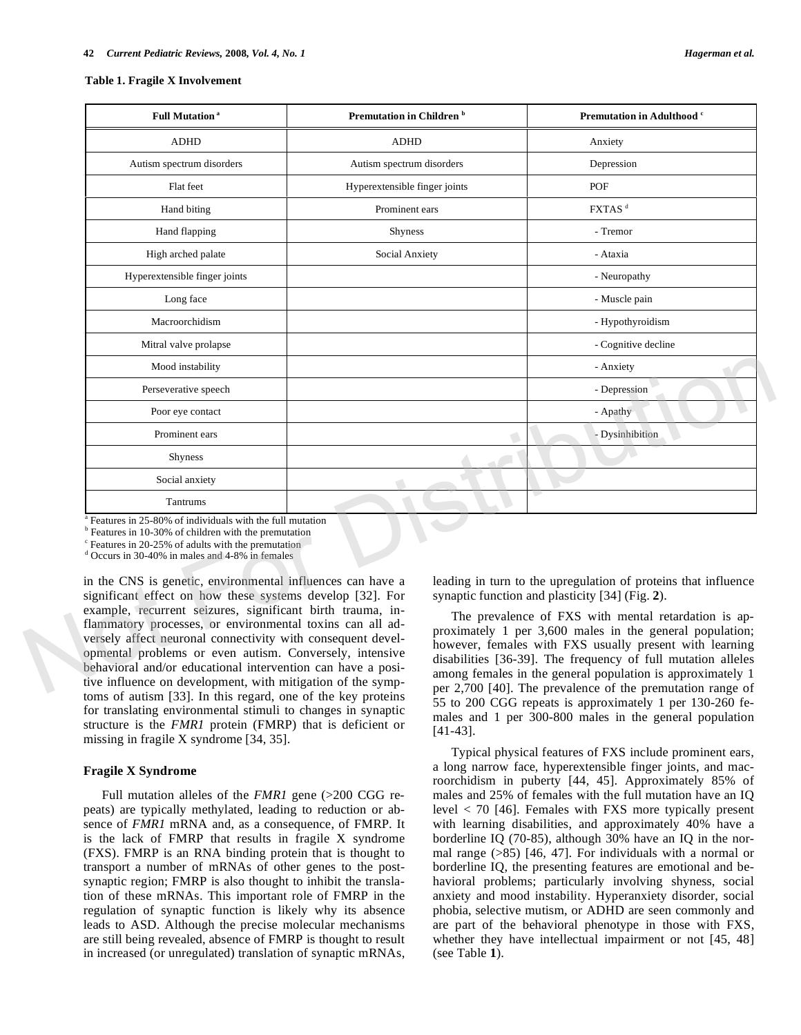**Table 1. Fragile X Involvement**

| Full Mutation [a] | Premutation in Children [b] | Premutation in Adulthood [c] |
|---|---|---|
| ADHD | ADHD | Anxiety |
| Autism spectrum disorders | Autism spectrum disorders | Depression |
| Flat feet | Hyperextensible finger joints | POF |
| Hand biting | Prominent ears | FXTAS [d] |
| Hand flapping | Shyness | - Tremor |
| High arched palate | Social Anxiety | - Ataxia |
| Hyperextensible finger joints | | - Neuropathy |
| Long face | | - Muscle pain |
| Macroorchidism | | - Hypothyroidism |
| Mitral valve prolapse | | - Cognitive decline |
| Mood instability | | - Anxiety |
| Perseverative speech | | - Depression |
| Poor eye contact | | - Apathy |
| Prominent ears | | - Dysinhibition |
| Shyness | | |
| Social anxiety | | |
| Tantrums | | |

[a] Features in 25-80% of individuals with the full mutation
[b] Features in 10-30% of children with the premutation
[c] Features in 20-25% of adults with the premutation
[d] Occurs in 30-40% in males and 4-8% in females

in the CNS is genetic, environmental influences can have a significant effect on how these systems develop [32]. For example, recurrent seizures, significant birth trauma, inflammatory processes, or environmental toxins can all adversely affect neuronal connectivity with consequent developmental problems or even autism. Conversely, intensive behavioral and/or educational intervention can have a positive influence on development, with mitigation of the symptoms of autism [33]. In this regard, one of the key proteins for translating environmental stimuli to changes in synaptic structure is the *FMR1* protein (FMRP) that is deficient or missing in fragile X syndrome [34, 35].

### Fragile X Syndrome

Full mutation alleles of the *FMR1* gene (>200 CGG repeats) are typically methylated, leading to reduction or absence of *FMR1* mRNA and, as a consequence, of FMRP. It is the lack of FMRP that results in fragile X syndrome (FXS). FMRP is an RNA binding protein that is thought to transport a number of mRNAs of other genes to the postsynaptic region; FMRP is also thought to inhibit the translation of these mRNAs. This important role of FMRP in the regulation of synaptic function is likely why its absence leads to ASD. Although the precise molecular mechanisms are still being revealed, absence of FMRP is thought to result in increased (or unregulated) translation of synaptic mRNAs, leading in turn to the upregulation of proteins that influence synaptic function and plasticity [34] (Fig. **2**).

The prevalence of FXS with mental retardation is approximately 1 per 3,600 males in the general population; however, females with FXS usually present with learning disabilities [36-39]. The frequency of full mutation alleles among females in the general population is approximately 1 per 2,700 [40]. The prevalence of the premutation range of 55 to 200 CGG repeats is approximately 1 per 130-260 females and 1 per 300-800 males in the general population [41-43].

Typical physical features of FXS include prominent ears, a long narrow face, hyperextensible finger joints, and macroorchidism in puberty [44, 45]. Approximately 85% of males and 25% of females with the full mutation have an IQ level < 70 [46]. Females with FXS more typically present with learning disabilities, and approximately 40% have a borderline IQ (70-85), although 30% have an IQ in the normal range (>85) [46, 47]. For individuals with a normal or borderline IQ, the presenting features are emotional and behavioral problems; particularly involving shyness, social anxiety and mood instability. Hyperanxiety disorder, social phobia, selective mutism, or ADHD are seen commonly and are part of the behavioral phenotype in those with FXS, whether they have intellectual impairment or not [45, 48] (see Table **1**).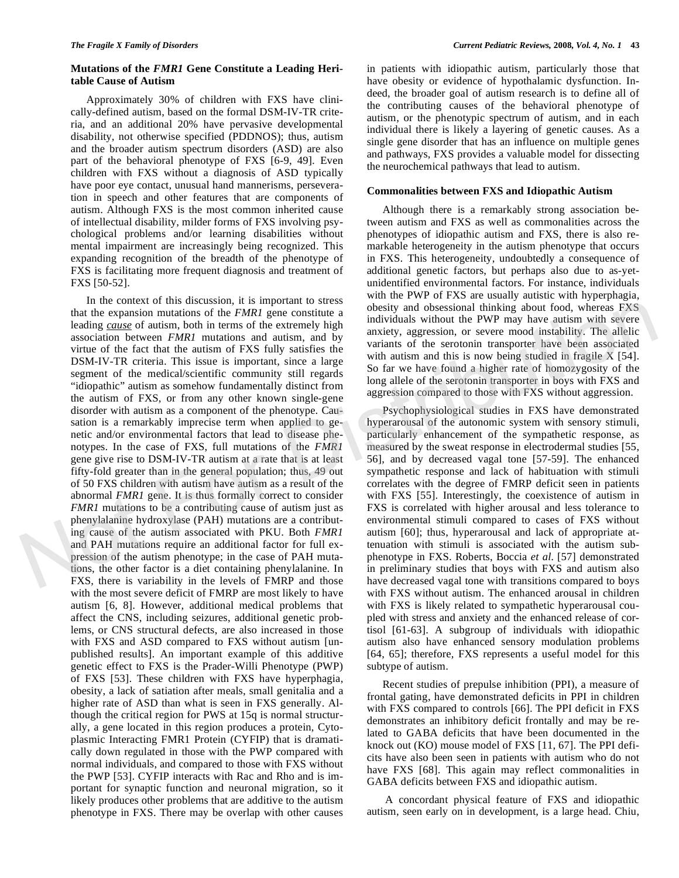### Mutations of the *FMR1* Gene Constitute a Leading Heritable Cause of Autism

Approximately 30% of children with FXS have clinically-defined autism, based on the formal DSM-IV-TR criteria, and an additional 20% have pervasive developmental disability, not otherwise specified (PDDNOS); thus, autism and the broader autism spectrum disorders (ASD) are also part of the behavioral phenotype of FXS [6-9, 49]. Even children with FXS without a diagnosis of ASD typically have poor eye contact, unusual hand mannerisms, perseveration in speech and other features that are components of autism. Although FXS is the most common inherited cause of intellectual disability, milder forms of FXS involving psychological problems and/or learning disabilities without mental impairment are increasingly being recognized. This expanding recognition of the breadth of the phenotype of FXS is facilitating more frequent diagnosis and treatment of FXS [50-52].

In the context of this discussion, it is important to stress that the expansion mutations of the *FMR1* gene constitute a leading *cause* of autism, both in terms of the extremely high association between *FMR1* mutations and autism, and by virtue of the fact that the autism of FXS fully satisfies the DSM-IV-TR criteria. This issue is important, since a large segment of the medical/scientific community still regards "idiopathic" autism as somehow fundamentally distinct from the autism of FXS, or from any other known single-gene disorder with autism as a component of the phenotype. Causation is a remarkably imprecise term when applied to genetic and/or environmental factors that lead to disease phenotypes. In the case of FXS, full mutations of the *FMR1* gene give rise to DSM-IV-TR autism at a rate that is at least fifty-fold greater than in the general population; thus, 49 out of 50 FXS children with autism have autism as a result of the abnormal *FMR1* gene. It is thus formally correct to consider *FMR1* mutations to be a contributing cause of autism just as phenylalanine hydroxylase (PAH) mutations are a contributing cause of the autism associated with PKU. Both *FMR1* and PAH mutations require an additional factor for full expression of the autism phenotype; in the case of PAH mutations, the other factor is a diet containing phenylalanine. In FXS, there is variability in the levels of FMRP and those with the most severe deficit of FMRP are most likely to have autism [6, 8]. However, additional medical problems that affect the CNS, including seizures, additional genetic problems, or CNS structural defects, are also increased in those with FXS and ASD compared to FXS without autism [unpublished results]. An important example of this additive genetic effect to FXS is the Prader-Willi Phenotype (PWP) of FXS [53]. These children with FXS have hyperphagia, obesity, a lack of satiation after meals, small genitalia and a higher rate of ASD than what is seen in FXS generally. Although the critical region for PWS at 15q is normal structurally, a gene located in this region produces a protein, Cytoplasmic Interacting FMR1 Protein (CYFIP) that is dramatically down regulated in those with the PWP compared with normal individuals, and compared to those with FXS without the PWP [53]. CYFIP interacts with Rac and Rho and is important for synaptic function and neuronal migration, so it likely produces other problems that are additive to the autism phenotype in FXS. There may be overlap with other causes in patients with idiopathic autism, particularly those that have obesity or evidence of hypothalamic dysfunction. Indeed, the broader goal of autism research is to define all of the contributing causes of the behavioral phenotype of autism, or the phenotypic spectrum of autism, and in each individual there is likely a layering of genetic causes. As a single gene disorder that has an influence on multiple genes and pathways, FXS provides a valuable model for dissecting the neurochemical pathways that lead to autism.

### Commonalities between FXS and Idiopathic Autism

Although there is a remarkably strong association between autism and FXS as well as commonalities across the phenotypes of idiopathic autism and FXS, there is also remarkable heterogeneity in the autism phenotype that occurs in FXS. This heterogeneity, undoubtedly a consequence of additional genetic factors, but perhaps also due to as-yet-unidentified environmental factors. For instance, individuals with the PWP of FXS are usually autistic with hyperphagia, obesity and obsessional thinking about food, whereas FXS individuals without the PWP may have autism with severe anxiety, aggression, or severe mood instability. The allelic variants of the serotonin transporter have been associated with autism and this is now being studied in fragile X [54]. So far we have found a higher rate of homozygosity of the long allele of the serotonin transporter in boys with FXS and aggression compared to those with FXS without aggression.

Psychophysiological studies in FXS have demonstrated hyperarousal of the autonomic system with sensory stimuli, particularly enhancement of the sympathetic response, as measured by the sweat response in electrodermal studies [55, 56], and by decreased vagal tone [57-59]. The enhanced sympathetic response and lack of habituation with stimuli correlates with the degree of FMRP deficit seen in patients with FXS [55]. Interestingly, the coexistence of autism in FXS is correlated with higher arousal and less tolerance to environmental stimuli compared to cases of FXS without autism [60]; thus, hyperarousal and lack of appropriate attenuation with stimuli is associated with the autism subphenotype in FXS. Roberts, Boccia *et al.* [57] demonstrated in preliminary studies that boys with FXS and autism also have decreased vagal tone with transitions compared to boys with FXS without autism. The enhanced arousal in children with FXS is likely related to sympathetic hyperarousal coupled with stress and anxiety and the enhanced release of cortisol [61-63]. A subgroup of individuals with idiopathic autism also have enhanced sensory modulation problems [64, 65]; therefore, FXS represents a useful model for this subtype of autism.

Recent studies of prepulse inhibition (PPI), a measure of frontal gating, have demonstrated deficits in PPI in children with FXS compared to controls [66]. The PPI deficit in FXS demonstrates an inhibitory deficit frontally and may be related to GABA deficits that have been documented in the knock out (KO) mouse model of FXS [11, 67]. The PPI deficits have also been seen in patients with autism who do not have FXS [68]. This again may reflect commonalities in GABA deficits between FXS and idiopathic autism.

A concordant physical feature of FXS and idiopathic autism, seen early on in development, is a large head. Chiu,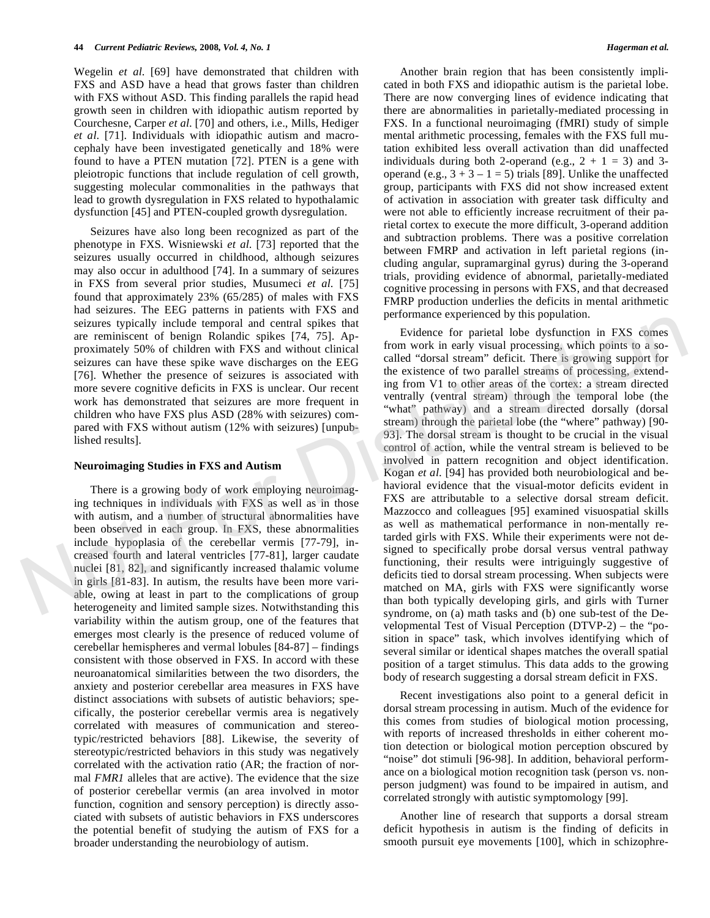Wegelin *et al.* [69] have demonstrated that children with FXS and ASD have a head that grows faster than children with FXS without ASD. This finding parallels the rapid head growth seen in children with idiopathic autism reported by Courchesne, Carper *et al.* [70] and others, i.e., Mills, Hediger *et al.* [71]. Individuals with idiopathic autism and macrocephaly have been investigated genetically and 18% were found to have a PTEN mutation [72]. PTEN is a gene with pleiotropic functions that include regulation of cell growth, suggesting molecular commonalities in the pathways that lead to growth dysregulation in FXS related to hypothalamic dysfunction [45] and PTEN-coupled growth dysregulation.

Seizures have also long been recognized as part of the phenotype in FXS. Wisniewski *et al.* [73] reported that the seizures usually occurred in childhood, although seizures may also occur in adulthood [74]. In a summary of seizures in FXS from several prior studies, Musumeci *et al.* [75] found that approximately 23% (65/285) of males with FXS had seizures. The EEG patterns in patients with FXS and seizures typically include temporal and central spikes that are reminiscent of benign Rolandic spikes [74, 75]. Approximately 50% of children with FXS and without clinical seizures can have these spike wave discharges on the EEG [76]. Whether the presence of seizures is associated with more severe cognitive deficits in FXS is unclear. Our recent work has demonstrated that seizures are more frequent in children who have FXS plus ASD (28% with seizures) compared with FXS without autism (12% with seizures) [unpublished results].

### Neuroimaging Studies in FXS and Autism

There is a growing body of work employing neuroimaging techniques in individuals with FXS as well as in those with autism, and a number of structural abnormalities have been observed in each group. In FXS, these abnormalities include hypoplasia of the cerebellar vermis [77-79], increased fourth and lateral ventricles [77-81], larger caudate nuclei [81, 82], and significantly increased thalamic volume in girls [81-83]. In autism, the results have been more variable, owing at least in part to the complications of group heterogeneity and limited sample sizes. Notwithstanding this variability within the autism group, one of the features that emerges most clearly is the presence of reduced volume of cerebellar hemispheres and vermal lobules [84-87] – findings consistent with those observed in FXS. In accord with these neuroanatomical similarities between the two disorders, the anxiety and posterior cerebellar area measures in FXS have distinct associations with subsets of autistic behaviors; specifically, the posterior cerebellar vermis area is negatively correlated with measures of communication and stereotypic/restricted behaviors [88]. Likewise, the severity of stereotypic/restricted behaviors in this study was negatively correlated with the activation ratio (AR; the fraction of normal *FMR1* alleles that are active). The evidence that the size of posterior cerebellar vermis (an area involved in motor function, cognition and sensory perception) is directly associated with subsets of autistic behaviors in FXS underscores the potential benefit of studying the autism of FXS for a broader understanding the neurobiology of autism.

Another brain region that has been consistently implicated in both FXS and idiopathic autism is the parietal lobe. There are now converging lines of evidence indicating that there are abnormalities in parietally-mediated processing in FXS. In a functional neuroimaging (fMRI) study of simple mental arithmetic processing, females with the FXS full mutation exhibited less overall activation than did unaffected individuals during both 2-operand (e.g., $2 + 1 = 3$) and 3-operand (e.g., $3 + 3 – 1 = 5$) trials [89]. Unlike the unaffected group, participants with FXS did not show increased extent of activation in association with greater task difficulty and were not able to efficiently increase recruitment of their parietal cortex to execute the more difficult, 3-operand addition and subtraction problems. There was a positive correlation between FMRP and activation in left parietal regions (including angular, supramarginal gyrus) during the 3-operand trials, providing evidence of abnormal, parietally-mediated cognitive processing in persons with FXS, and that decreased FMRP production underlies the deficits in mental arithmetic performance experienced by this population.

Evidence for parietal lobe dysfunction in FXS comes from work in early visual processing, which points to a so-called "dorsal stream" deficit. There is growing support for the existence of two parallel streams of processing, extending from V1 to other areas of the cortex: a stream directed ventrally (ventral stream) through the temporal lobe (the "what" pathway) and a stream directed dorsally (dorsal stream) through the parietal lobe (the "where" pathway) [90-93]. The dorsal stream is thought to be crucial in the visual control of action, while the ventral stream is believed to be involved in pattern recognition and object identification. Kogan *et al.* [94] has provided both neurobiological and behavioral evidence that the visual-motor deficits evident in FXS are attributable to a selective dorsal stream deficit. Mazzocco and colleagues [95] examined visuospatial skills as well as mathematical performance in non-mentally retarded girls with FXS. While their experiments were not designed to specifically probe dorsal versus ventral pathway functioning, their results were intriguingly suggestive of deficits tied to dorsal stream processing. When subjects were matched on MA, girls with FXS were significantly worse than both typically developing girls, and girls with Turner syndrome, on (a) math tasks and (b) one sub-test of the Developmental Test of Visual Perception (DTVP-2) – the "position in space" task, which involves identifying which of several similar or identical shapes matches the overall spatial position of a target stimulus. This data adds to the growing body of research suggesting a dorsal stream deficit in FXS.

Recent investigations also point to a general deficit in dorsal stream processing in autism. Much of the evidence for this comes from studies of biological motion processing, with reports of increased thresholds in either coherent motion detection or biological motion perception obscured by "noise" dot stimuli [96-98]. In addition, behavioral performance on a biological motion recognition task (person vs. non-person judgment) was found to be impaired in autism, and correlated strongly with autistic symptomology [99].

Another line of research that supports a dorsal stream deficit hypothesis in autism is the finding of deficits in smooth pursuit eye movements [100], which in schizophre-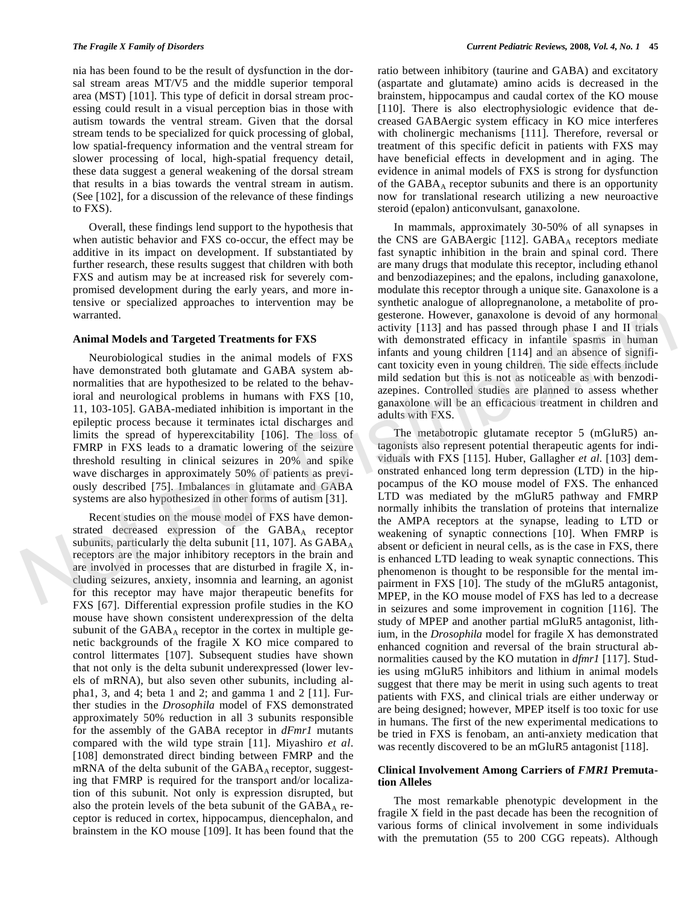nia has been found to be the result of dysfunction in the dorsal stream areas MT/V5 and the middle superior temporal area (MST) [101]. This type of deficit in dorsal stream processing could result in a visual perception bias in those with autism towards the ventral stream. Given that the dorsal stream tends to be specialized for quick processing of global, low spatial-frequency information and the ventral stream for slower processing of local, high-spatial frequency detail, these data suggest a general weakening of the dorsal stream that results in a bias towards the ventral stream in autism. (See [102], for a discussion of the relevance of these findings to FXS).

Overall, these findings lend support to the hypothesis that when autistic behavior and FXS co-occur, the effect may be additive in its impact on development. If substantiated by further research, these results suggest that children with both FXS and autism may be at increased risk for severely compromised development during the early years, and more intensive or specialized approaches to intervention may be warranted.

### Animal Models and Targeted Treatments for FXS

Neurobiological studies in the animal models of FXS have demonstrated both glutamate and GABA system abnormalities that are hypothesized to be related to the behavioral and neurological problems in humans with FXS [10, 11, 103-105]. GABA-mediated inhibition is important in the epileptic process because it terminates ictal discharges and limits the spread of hyperexcitability [106]. The loss of FMRP in FXS leads to a dramatic lowering of the seizure threshold resulting in clinical seizures in 20% and spike wave discharges in approximately 50% of patients as previously described [75]. Imbalances in glutamate and GABA systems are also hypothesized in other forms of autism [31].

Recent studies on the mouse model of FXS have demonstrated decreased expression of the $GABA_A$ receptor subunits, particularly the delta subunit [11, 107]. As $GABA_A$ receptors are the major inhibitory receptors in the brain and are involved in processes that are disturbed in fragile X, including seizures, anxiety, insomnia and learning, an agonist for this receptor may have major therapeutic benefits for FXS [67]. Differential expression profile studies in the KO mouse have shown consistent underexpression of the delta subunit of the $GABA_A$ receptor in the cortex in multiple genetic backgrounds of the fragile X KO mice compared to control littermates [107]. Subsequent studies have shown that not only is the delta subunit underexpressed (lower levels of mRNA), but also seven other subunits, including alpha1, 3, and 4; beta 1 and 2; and gamma 1 and 2 [11]. Further studies in the *Drosophila* model of FXS demonstrated approximately 50% reduction in all 3 subunits responsible for the assembly of the GABA receptor in *dFmr1* mutants compared with the wild type strain [11]. Miyashiro *et al*. [108] demonstrated direct binding between FMRP and the mRNA of the delta subunit of the $GABA_A$ receptor, suggesting that FMRP is required for the transport and/or localization of this subunit. Not only is expression disrupted, but also the protein levels of the beta subunit of the $GABA_A$ receptor is reduced in cortex, hippocampus, diencephalon, and brainstem in the KO mouse [109]. It has been found that the ratio between inhibitory (taurine and GABA) and excitatory (aspartate and glutamate) amino acids is decreased in the brainstem, hippocampus and caudal cortex of the KO mouse [110]. There is also electrophysiologic evidence that decreased GABAergic system efficacy in KO mice interferes with cholinergic mechanisms [111]. Therefore, reversal or treatment of this specific deficit in patients with FXS may have beneficial effects in development and in aging. The evidence in animal models of FXS is strong for dysfunction of the $GABA_A$ receptor subunits and there is an opportunity now for translational research utilizing a new neuroactive steroid (epalon) anticonvulsant, ganaxolone.

In mammals, approximately 30-50% of all synapses in the CNS are GABAergic [112]. $GABA_A$ receptors mediate fast synaptic inhibition in the brain and spinal cord. There are many drugs that modulate this receptor, including ethanol and benzodiazepines; and the epalons, including ganaxolone, modulate this receptor through a unique site. Ganaxolone is a synthetic analogue of allopregnanolone, a metabolite of progesterone. However, ganaxolone is devoid of any hormonal activity [113] and has passed through phase I and II trials with demonstrated efficacy in infantile spasms in human infants and young children [114] and an absence of significant toxicity even in young children. The side effects include mild sedation but this is not as noticeable as with benzodiazepines. Controlled studies are planned to assess whether ganaxolone will be an efficacious treatment in children and adults with FXS.

The metabotropic glutamate receptor 5 (mGluR5) antagonists also represent potential therapeutic agents for individuals with FXS [115]. Huber, Gallagher *et al*. [103] demonstrated enhanced long term depression (LTD) in the hippocampus of the KO mouse model of FXS. The enhanced LTD was mediated by the mGluR5 pathway and FMRP normally inhibits the translation of proteins that internalize the AMPA receptors at the synapse, leading to LTD or weakening of synaptic connections [10]. When FMRP is absent or deficient in neural cells, as is the case in FXS, there is enhanced LTD leading to weak synaptic connections. This phenomenon is thought to be responsible for the mental impairment in FXS [10]. The study of the mGluR5 antagonist, MPEP, in the KO mouse model of FXS has led to a decrease in seizures and some improvement in cognition [116]. The study of MPEP and another partial mGluR5 antagonist, lithium, in the *Drosophila* model for fragile X has demonstrated enhanced cognition and reversal of the brain structural abnormalities caused by the KO mutation in *dfmr1* [117]. Studies using mGluR5 inhibitors and lithium in animal models suggest that there may be merit in using such agents to treat patients with FXS, and clinical trials are either underway or are being designed; however, MPEP itself is too toxic for use in humans. The first of the new experimental medications to be tried in FXS is fenobam, an anti-anxiety medication that was recently discovered to be an mGluR5 antagonist [118].

### Clinical Involvement Among Carriers of *FMR1* Premutation Alleles

The most remarkable phenotypic development in the fragile X field in the past decade has been the recognition of various forms of clinical involvement in some individuals with the premutation (55 to 200 CGG repeats). Although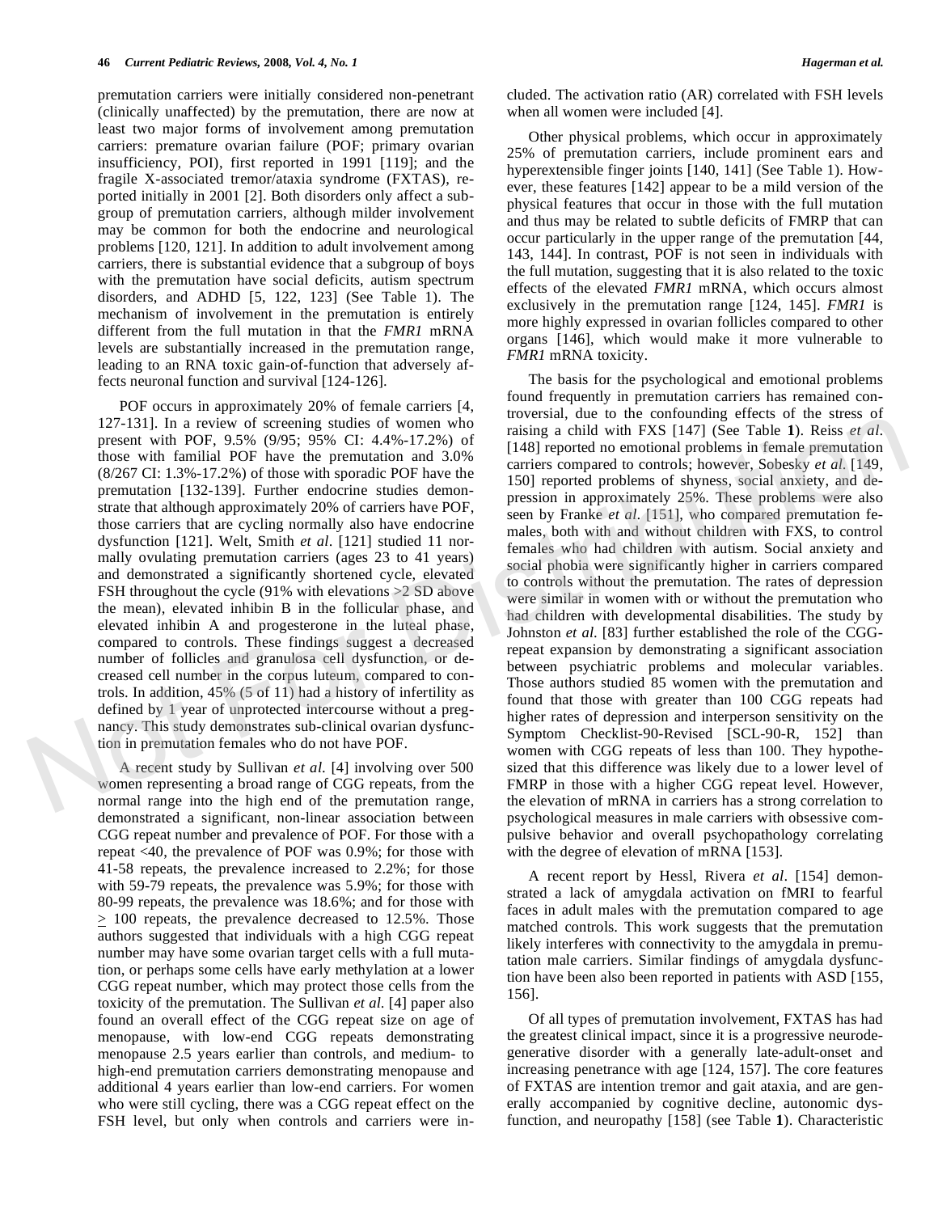premutation carriers were initially considered non-penetrant (clinically unaffected) by the premutation, there are now at least two major forms of involvement among premutation carriers: premature ovarian failure (POF; primary ovarian insufficiency, POI), first reported in 1991 [119]; and the fragile X-associated tremor/ataxia syndrome (FXTAS), reported initially in 2001 [2]. Both disorders only affect a subgroup of premutation carriers, although milder involvement may be common for both the endocrine and neurological problems [120, 121]. In addition to adult involvement among carriers, there is substantial evidence that a subgroup of boys with the premutation have social deficits, autism spectrum disorders, and ADHD [5, 122, 123] (See Table 1). The mechanism of involvement in the premutation is entirely different from the full mutation in that the *FMR1* mRNA levels are substantially increased in the premutation range, leading to an RNA toxic gain-of-function that adversely affects neuronal function and survival [124-126].

POF occurs in approximately 20% of female carriers [4, 127-131]. In a review of screening studies of women who present with POF, 9.5% (9/95; 95% CI: 4.4%-17.2%) of those with familial POF have the premutation and 3.0% (8/267 CI: 1.3%-17.2%) of those with sporadic POF have the premutation [132-139]. Further endocrine studies demonstrate that although approximately 20% of carriers have POF, those carriers that are cycling normally also have endocrine dysfunction [121]. Welt, Smith *et al*. [121] studied 11 normally ovulating premutation carriers (ages 23 to 41 years) and demonstrated a significantly shortened cycle, elevated FSH throughout the cycle (91% with elevations >2 SD above the mean), elevated inhibin B in the follicular phase, and elevated inhibin A and progesterone in the luteal phase, compared to controls. These findings suggest a decreased number of follicles and granulosa cell dysfunction, or decreased cell number in the corpus luteum, compared to controls. In addition, 45% (5 of 11) had a history of infertility as defined by 1 year of unprotected intercourse without a pregnancy. This study demonstrates sub-clinical ovarian dysfunction in premutation females who do not have POF.

A recent study by Sullivan *et al*. [4] involving over 500 women representing a broad range of CGG repeats, from the normal range into the high end of the premutation range, demonstrated a significant, non-linear association between CGG repeat number and prevalence of POF. For those with a repeat <40, the prevalence of POF was 0.9%; for those with 41-58 repeats, the prevalence increased to 2.2%; for those with 59-79 repeats, the prevalence was 5.9%; for those with 80-99 repeats, the prevalence was 18.6%; and for those with ≥ 100 repeats, the prevalence decreased to 12.5%. Those authors suggested that individuals with a high CGG repeat number may have some ovarian target cells with a full mutation, or perhaps some cells have early methylation at a lower CGG repeat number, which may protect those cells from the toxicity of the premutation. The Sullivan *et al*. [4] paper also found an overall effect of the CGG repeat size on age of menopause, with low-end CGG repeats demonstrating menopause 2.5 years earlier than controls, and medium- to high-end premutation carriers demonstrating menopause and additional 4 years earlier than low-end carriers. For women who were still cycling, there was a CGG repeat effect on the FSH level, but only when controls and carriers were included. The activation ratio (AR) correlated with FSH levels when all women were included [4].

Other physical problems, which occur in approximately 25% of premutation carriers, include prominent ears and hyperextensible finger joints [140, 141] (See Table 1). However, these features [142] appear to be a mild version of the physical features that occur in those with the full mutation and thus may be related to subtle deficits of FMRP that can occur particularly in the upper range of the premutation [44, 143, 144]. In contrast, POF is not seen in individuals with the full mutation, suggesting that it is also related to the toxic effects of the elevated *FMR1* mRNA, which occurs almost exclusively in the premutation range [124, 145]. *FMR1* is more highly expressed in ovarian follicles compared to other organs [146], which would make it more vulnerable to *FMR1* mRNA toxicity.

The basis for the psychological and emotional problems found frequently in premutation carriers has remained controversial, due to the confounding effects of the stress of raising a child with FXS [147] (See Table **1**). Reiss *et al*. [148] reported no emotional problems in female premutation carriers compared to controls; however, Sobesky *et al*. [149, 150] reported problems of shyness, social anxiety, and depression in approximately 25%. These problems were also seen by Franke *et al*. [151], who compared premutation females, both with and without children with FXS, to control females who had children with autism. Social anxiety and social phobia were significantly higher in carriers compared to controls without the premutation. The rates of depression were similar in women with or without the premutation who had children with developmental disabilities. The study by Johnston *et al*. [83] further established the role of the CGG-repeat expansion by demonstrating a significant association between psychiatric problems and molecular variables. Those authors studied 85 women with the premutation and found that those with greater than 100 CGG repeats had higher rates of depression and interperson sensitivity on the Symptom Checklist-90-Revised [SCL-90-R, 152] than women with CGG repeats of less than 100. They hypothesized that this difference was likely due to a lower level of FMRP in those with a higher CGG repeat level. However, the elevation of mRNA in carriers has a strong correlation to psychological measures in male carriers with obsessive compulsive behavior and overall psychopathology correlating with the degree of elevation of mRNA [153].

A recent report by Hessl, Rivera *et al*. [154] demonstrated a lack of amygdala activation on fMRI to fearful faces in adult males with the premutation compared to age matched controls. This work suggests that the premutation likely interferes with connectivity to the amygdala in premutation male carriers. Similar findings of amygdala dysfunction have been also been reported in patients with ASD [155, 156].

Of all types of premutation involvement, FXTAS has had the greatest clinical impact, since it is a progressive neurodegenerative disorder with a generally late-adult-onset and increasing penetrance with age [124, 157]. The core features of FXTAS are intention tremor and gait ataxia, and are generally accompanied by cognitive decline, autonomic dysfunction, and neuropathy [158] (see Table **1**). Characteristic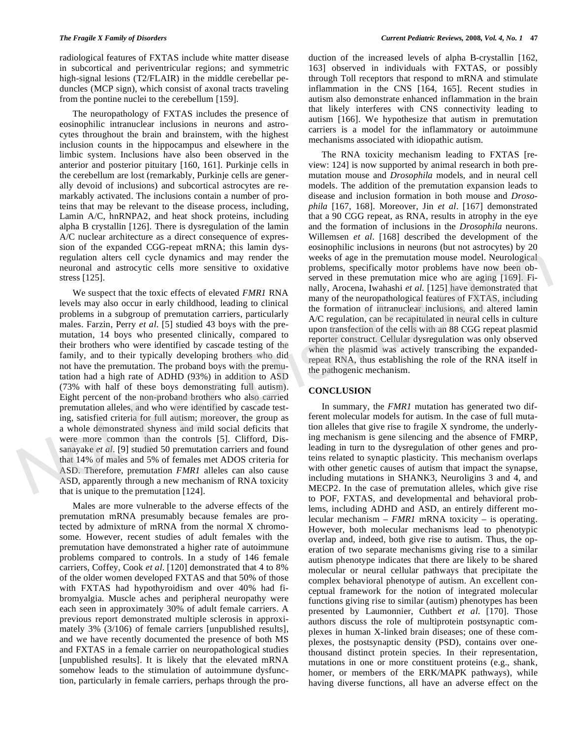radiological features of FXTAS include white matter disease in subcortical and periventricular regions; and symmetric high-signal lesions (T2/FLAIR) in the middle cerebellar peduncles (MCP sign), which consist of axonal tracts traveling from the pontine nuclei to the cerebellum [159].

The neuropathology of FXTAS includes the presence of eosinophilic intranuclear inclusions in neurons and astrocytes throughout the brain and brainstem, with the highest inclusion counts in the hippocampus and elsewhere in the limbic system. Inclusions have also been observed in the anterior and posterior pituitary [160, 161]. Purkinje cells in the cerebellum are lost (remarkably, Purkinje cells are generally devoid of inclusions) and subcortical astrocytes are remarkably activated. The inclusions contain a number of proteins that may be relevant to the disease process, including, Lamin A/C, hnRNPA2, and heat shock proteins, including alpha B crystallin [126]. There is dysregulation of the lamin A/C nuclear architecture as a direct consequence of expression of the expanded CGG-repeat mRNA; this lamin dysregulation alters cell cycle dynamics and may render the neuronal and astrocytic cells more sensitive to oxidative stress [125].

We suspect that the toxic effects of elevated *FMR1* RNA levels may also occur in early childhood, leading to clinical problems in a subgroup of premutation carriers, particularly males. Farzin, Perry *et al.* [5] studied 43 boys with the premutation, 14 boys who presented clinically, compared to their brothers who were identified by cascade testing of the family, and to their typically developing brothers who did not have the premutation. The proband boys with the premutation had a high rate of ADHD (93%) in addition to ASD (73% with half of these boys demonstrating full autism). Eight percent of the non-proband brothers who also carried premutation alleles, and who were identified by cascade testing, satisfied criteria for full autism; moreover, the group as a whole demonstrated shyness and mild social deficits that were more common than the controls [5]. Clifford, Dissanayake *et al.* [9] studied 50 premutation carriers and found that 14% of males and 5% of females met ADOS criteria for ASD. Therefore, premutation *FMR1* alleles can also cause ASD, apparently through a new mechanism of RNA toxicity that is unique to the premutation [124].

Males are more vulnerable to the adverse effects of the premutation mRNA presumably because females are protected by admixture of mRNA from the normal X chromosome. However, recent studies of adult females with the premutation have demonstrated a higher rate of autoimmune problems compared to controls. In a study of 146 female carriers, Coffey, Cook *et al.* [120] demonstrated that 4 to 8% of the older women developed FXTAS and that 50% of those with FXTAS had hypothyroidism and over 40% had fibromyalgia. Muscle aches and peripheral neuropathy were each seen in approximately 30% of adult female carriers. A previous report demonstrated multiple sclerosis in approximately 3% (3/106) of female carriers [unpublished results], and we have recently documented the presence of both MS and FXTAS in a female carrier on neuropathological studies [unpublished results]. It is likely that the elevated mRNA somehow leads to the stimulation of autoimmune dysfunction, particularly in female carriers, perhaps through the production of the increased levels of alpha B-crystallin [162, 163] observed in individuals with FXTAS, or possibly through Toll receptors that respond to mRNA and stimulate inflammation in the CNS [164, 165]. Recent studies in autism also demonstrate enhanced inflammation in the brain that likely interferes with CNS connectivity leading to autism [166]. We hypothesize that autism in premutation carriers is a model for the inflammatory or autoimmune mechanisms associated with idiopathic autism.

The RNA toxicity mechanism leading to FXTAS [review: 124] is now supported by animal research in both premutation mouse and *Drosophila* models, and in neural cell models. The addition of the premutation expansion leads to disease and inclusion formation in both mouse and *Drosophila* [167, 168]. Moreover, Jin *et al.* [167] demonstrated that a 90 CGG repeat, as RNA, results in atrophy in the eye and the formation of inclusions in the *Drosophila* neurons. Willemsen *et al.* [168] described the development of the eosinophilic inclusions in neurons (but not astrocytes) by 20 weeks of age in the premutation mouse model. Neurological problems, specifically motor problems have now been observed in these premutation mice who are aging [169]. Finally, Arocena, Iwahashi *et al.* [125] have demonstrated that many of the neuropathological features of FXTAS, including the formation of intranuclear inclusions, and altered lamin A/C regulation, can be recapitulated in neural cells in culture upon transfection of the cells with an 88 CGG repeat plasmid reporter construct. Cellular dysregulation was only observed when the plasmid was actively transcribing the expanded-repeat RNA, thus establishing the role of the RNA itself in the pathogenic mechanism.

## CONCLUSION

In summary, the *FMR1* mutation has generated two different molecular models for autism. In the case of full mutation alleles that give rise to fragile X syndrome, the underlying mechanism is gene silencing and the absence of FMRP, leading in turn to the dysregulation of other genes and proteins related to synaptic plasticity. This mechanism overlaps with other genetic causes of autism that impact the synapse, including mutations in SHANK3, Neuroligins 3 and 4, and MECP2. In the case of premutation alleles, which give rise to POF, FXTAS, and developmental and behavioral problems, including ADHD and ASD, an entirely different molecular mechanism – *FMR1* mRNA toxicity – is operating. However, both molecular mechanisms lead to phenotypic overlap and, indeed, both give rise to autism. Thus, the operation of two separate mechanisms giving rise to a similar autism phenotype indicates that there are likely to be shared molecular or neural cellular pathways that precipitate the complex behavioral phenotype of autism. An excellent conceptual framework for the notion of integrated molecular functions giving rise to similar (autism) phenotypes has been presented by Laumonnier, Cuthbert *et al.* [170]. Those authors discuss the role of multiprotein postsynaptic complexes in human X-linked brain diseases; one of these complexes, the postsynaptic density (PSD), contains over one-thousand distinct protein species. In their representation, mutations in one or more constituent proteins (e.g., shank, homer, or members of the ERK/MAPK pathways), while having diverse functions, all have an adverse effect on the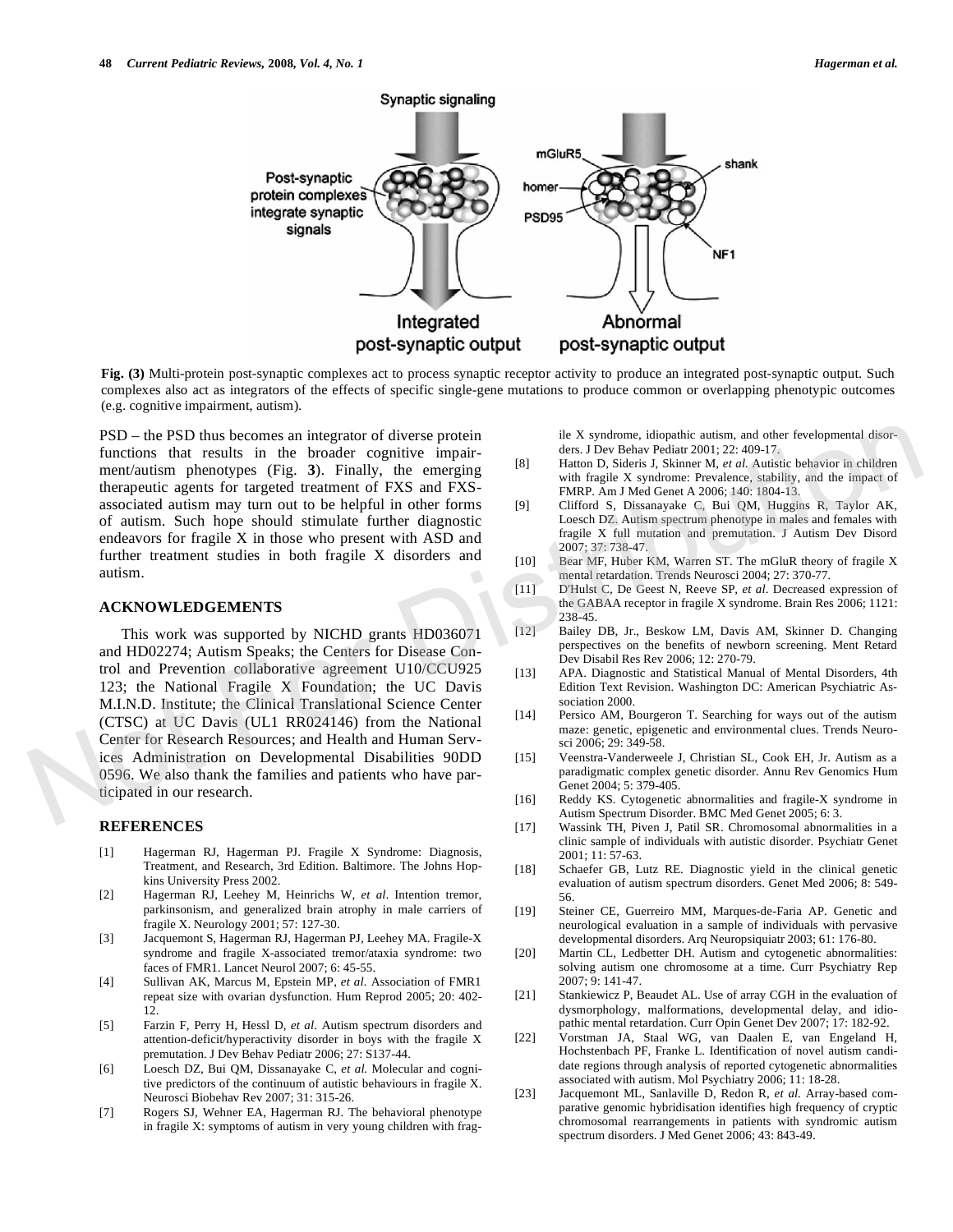Fig. (3) Multi-protein post-synaptic complexes act to process synaptic receptor activity to produce an integrated post-synaptic output. Such complexes also act as integrators of the effects of specific single-gene mutations to produce common or overlapping phenotypic outcomes (e.g. cognitive impairment, autism).

PSD – the PSD thus becomes an integrator of diverse protein functions that results in the broader cognitive impairment/autism phenotypes (Fig. **3**). Finally, the emerging therapeutic agents for targeted treatment of FXS and FXS-associated autism may turn out to be helpful in other forms of autism. Such hope should stimulate further diagnostic endeavors for fragile X in those who present with ASD and further treatment studies in both fragile X disorders and autism.

## ACKNOWLEDGEMENTS

This work was supported by NICHD grants HD036071 and HD02274; Autism Speaks; the Centers for Disease Control and Prevention collaborative agreement U10/CCU925 123; the National Fragile X Foundation; the UC Davis M.I.N.D. Institute; the Clinical Translational Science Center (CTSC) at UC Davis (UL1 RR024146) from the National Center for Research Resources; and Health and Human Services Administration on Developmental Disabilities 90DD 0596. We also thank the families and patients who have participated in our research.

## REFERENCES

[1] Hagerman RJ, Hagerman PJ. Fragile X Syndrome: Diagnosis, Treatment, and Research, 3rd Edition. Baltimore. The Johns Hopkins University Press 2002.

[2] Hagerman RJ, Leehey M, Heinrichs W, *et al*. Intention tremor, parkinsonism, and generalized brain atrophy in male carriers of fragile X. Neurology 2001; 57: 127-30.

[3] Jacquemont S, Hagerman RJ, Hagerman PJ, Leehey MA. Fragile-X syndrome and fragile X-associated tremor/ataxia syndrome: two faces of FMR1. Lancet Neurol 2007; 6: 45-55.

[4] Sullivan AK, Marcus M, Epstein MP, *et al*. Association of FMR1 repeat size with ovarian dysfunction. Hum Reprod 2005; 20: 402-12.

[5] Farzin F, Perry H, Hessl D, *et al*. Autism spectrum disorders and attention-deficit/hyperactivity disorder in boys with the fragile X premutation. J Dev Behav Pediatr 2006; 27: S137-44.

[6] Loesch DZ, Bui QM, Dissanayake C, *et al*. Molecular and cognitive predictors of the continuum of autistic behaviours in fragile X. Neurosci Biobehav Rev 2007; 31: 315-26.

[7] Rogers SJ, Wehner EA, Hagerman RJ. The behavioral phenotype in fragile X: symptoms of autism in very young children with fragile X syndrome, idiopathic autism, and other fevelopmental disorders. J Dev Behav Pediatr 2001; 22: 409-17.

[8] Hatton D, Sideris J, Skinner M, *et al*. Autistic behavior in children with fragile X syndrome: Prevalence, stability, and the impact of FMRP. Am J Med Genet A 2006; 140: 1804-13.

[9] Clifford S, Dissanayake C, Bui QM, Huggins R, Taylor AK, Loesch DZ. Autism spectrum phenotype in males and females with fragile X full mutation and premutation. J Autism Dev Disord 2007; 37: 738-47.

[10] Bear MF, Huber KM, Warren ST. The mGluR theory of fragile X mental retardation. Trends Neurosci 2004; 27: 370-77.

[11] D'Hulst C, De Geest N, Reeve SP, *et al*. Decreased expression of the GABAA receptor in fragile X syndrome. Brain Res 2006; 1121: 238-45.

[12] Bailey DB, Jr., Beskow LM, Davis AM, Skinner D. Changing perspectives on the benefits of newborn screening. Ment Retard Dev Disabil Res Rev 2006; 12: 270-79.

[13] APA. Diagnostic and Statistical Manual of Mental Disorders, 4th Edition Text Revision. Washington DC: American Psychiatric Association 2000.

[14] Persico AM, Bourgeron T. Searching for ways out of the autism maze: genetic, epigenetic and environmental clues. Trends Neurosci 2006; 29: 349-58.

[15] Veenstra-Vanderweele J, Christian SL, Cook EH, Jr. Autism as a paradigmatic complex genetic disorder. Annu Rev Genomics Hum Genet 2004; 5: 379-405.

[16] Reddy KS. Cytogenetic abnormalities and fragile-X syndrome in Autism Spectrum Disorder. BMC Med Genet 2005; 6: 3.

[17] Wassink TH, Piven J, Patil SR. Chromosomal abnormalities in a clinic sample of individuals with autistic disorder. Psychiatr Genet 2001; 11: 57-63.

[18] Schaefer GB, Lutz RE. Diagnostic yield in the clinical genetic evaluation of autism spectrum disorders. Genet Med 2006; 8: 549-56.

[19] Steiner CE, Guerreiro MM, Marques-de-Faria AP. Genetic and neurological evaluation in a sample of individuals with pervasive developmental disorders. Arq Neuropsiquiatr 2003; 61: 176-80.

[20] Martin CL, Ledbetter DH. Autism and cytogenetic abnormalities: solving autism one chromosome at a time. Curr Psychiatry Rep 2007; 9: 141-47.

[21] Stankiewicz P, Beaudet AL. Use of array CGH in the evaluation of dysmorphology, malformations, developmental delay, and idiopathic mental retardation. Curr Opin Genet Dev 2007; 17: 182-92.

[22] Vorstman JA, Staal WG, van Daalen E, van Engeland H, Hochstenbach PF, Franke L. Identification of novel autism candidate regions through analysis of reported cytogenetic abnormalities associated with autism. Mol Psychiatry 2006; 11: 18-28.

[23] Jacquemont ML, Sanlaville D, Redon R, *et al*. Array-based comparative genomic hybridisation identifies high frequency of cryptic chromosomal rearrangements in patients with syndromic autism spectrum disorders. J Med Genet 2006; 43: 843-49.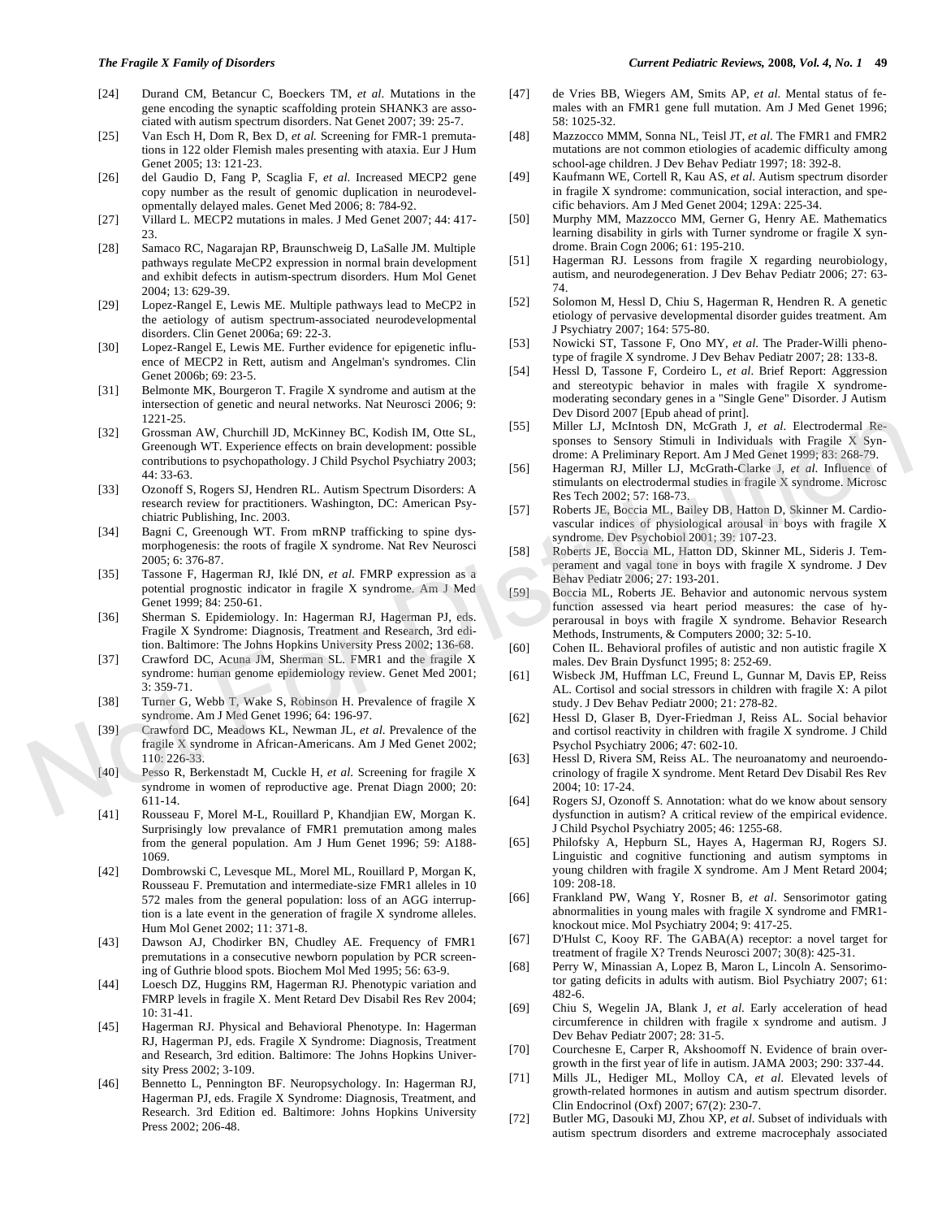[24] Durand CM, Betancur C, Boeckers TM, *et al*. Mutations in the gene encoding the synaptic scaffolding protein SHANK3 are associated with autism spectrum disorders. Nat Genet 2007; 39: 25-7.

[25] Van Esch H, Dom R, Bex D, *et al.* Screening for FMR-1 premutations in 122 older Flemish males presenting with ataxia. Eur J Hum Genet 2005; 13: 121-23.

[26] del Gaudio D, Fang P, Scaglia F, *et al.* Increased MECP2 gene copy number as the result of genomic duplication in neurodevelopmentally delayed males. Genet Med 2006; 8: 784-92.

[27] Villard L. MECP2 mutations in males. J Med Genet 2007; 44: 417-23.

[28] Samaco RC, Nagarajan RP, Braunschweig D, LaSalle JM. Multiple pathways regulate MeCP2 expression in normal brain development and exhibit defects in autism-spectrum disorders. Hum Mol Genet 2004; 13: 629-39.

[29] Lopez-Rangel E, Lewis ME. Multiple pathways lead to MeCP2 in the aetiology of autism spectrum-associated neurodevelopmental disorders. Clin Genet 2006a; 69: 22-3.

[30] Lopez-Rangel E, Lewis ME. Further evidence for epigenetic influence of MECP2 in Rett, autism and Angelman's syndromes. Clin Genet 2006b; 69: 23-5.

[31] Belmonte MK, Bourgeron T. Fragile X syndrome and autism at the intersection of genetic and neural networks. Nat Neurosci 2006; 9: 1221-25.

[32] Grossman AW, Churchill JD, McKinney BC, Kodish IM, Otte SL, Greenough WT. Experience effects on brain development: possible contributions to psychopathology. J Child Psychol Psychiatry 2003; 44: 33-63.

[33] Ozonoff S, Rogers SJ, Hendren RL. Autism Spectrum Disorders: A research review for practitioners. Washington, DC: American Psychiatric Publishing, Inc. 2003.

[34] Bagni C, Greenough WT. From mRNP trafficking to spine dysmorphogenesis: the roots of fragile X syndrome. Nat Rev Neurosci 2005; 6: 376-87.

[35] Tassone F, Hagerman RJ, Iklé DN, *et al*. FMRP expression as a potential prognostic indicator in fragile X syndrome. Am J Med Genet 1999; 84: 250-61.

[36] Sherman S. Epidemiology. In: Hagerman RJ, Hagerman PJ, eds. Fragile X Syndrome: Diagnosis, Treatment and Research, 3rd edition. Baltimore: The Johns Hopkins University Press 2002; 136-68.

[37] Crawford DC, Acuna JM, Sherman SL. FMR1 and the fragile X syndrome: human genome epidemiology review. Genet Med 2001; 3: 359-71.

[38] Turner G, Webb T, Wake S, Robinson H. Prevalence of fragile X syndrome. Am J Med Genet 1996; 64: 196-97.

[39] Crawford DC, Meadows KL, Newman JL, *et al.* Prevalence of the fragile X syndrome in African-Americans. Am J Med Genet 2002; 110: 226-33.

[40] Pesso R, Berkenstadt M, Cuckle H, *et al.* Screening for fragile X syndrome in women of reproductive age. Prenat Diagn 2000; 20: 611-14.

[41] Rousseau F, Morel M-L, Rouillard P, Khandjian EW, Morgan K. Surprisingly low prevalance of FMR1 premutation among males from the general population. Am J Hum Genet 1996; 59: A188-1069.

[42] Dombrowski C, Levesque ML, Morel ML, Rouillard P, Morgan K, Rousseau F. Premutation and intermediate-size FMR1 alleles in 10 572 males from the general population: loss of an AGG interruption is a late event in the generation of fragile X syndrome alleles. Hum Mol Genet 2002; 11: 371-8.

[43] Dawson AJ, Chodirker BN, Chudley AE. Frequency of FMR1 premutations in a consecutive newborn population by PCR screening of Guthrie blood spots. Biochem Mol Med 1995; 56: 63-9.

[44] Loesch DZ, Huggins RM, Hagerman RJ. Phenotypic variation and FMRP levels in fragile X. Ment Retard Dev Disabil Res Rev 2004; 10: 31-41.

[45] Hagerman RJ. Physical and Behavioral Phenotype. In: Hagerman RJ, Hagerman PJ, eds. Fragile X Syndrome: Diagnosis, Treatment and Research, 3rd edition. Baltimore: The Johns Hopkins University Press 2002; 3-109.

[46] Bennetto L, Pennington BF. Neuropsychology. In: Hagerman RJ, Hagerman PJ, eds. Fragile X Syndrome: Diagnosis, Treatment, and Research. 3rd Edition ed. Baltimore: Johns Hopkins University Press 2002; 206-48.

[47] de Vries BB, Wiegers AM, Smits AP, *et al.* Mental status of females with an FMR1 gene full mutation. Am J Med Genet 1996; 58: 1025-32.

[48] Mazzocco MMM, Sonna NL, Teisl JT, *et al.* The FMR1 and FMR2 mutations are not common etiologies of academic difficulty among school-age children. J Dev Behav Pediatr 1997; 18: 392-8.

[49] Kaufmann WE, Cortell R, Kau AS, *et al.* Autism spectrum disorder in fragile X syndrome: communication, social interaction, and specific behaviors. Am J Med Genet 2004; 129A: 225-34.

[50] Murphy MM, Mazzocco MM, Gerner G, Henry AE. Mathematics learning disability in girls with Turner syndrome or fragile X syndrome. Brain Cogn 2006; 61: 195-210.

[51] Hagerman RJ. Lessons from fragile X regarding neurobiology, autism, and neurodegeneration. J Dev Behav Pediatr 2006; 27: 63-74.

[52] Solomon M, Hessl D, Chiu S, Hagerman R, Hendren R. A genetic etiology of pervasive developmental disorder guides treatment. Am J Psychiatry 2007; 164: 575-80.

[53] Nowicki ST, Tassone F, Ono MY, *et al.* The Prader-Willi phenotype of fragile X syndrome. J Dev Behav Pediatr 2007; 28: 133-8.

[54] Hessl D, Tassone F, Cordeiro L, *et al*. Brief Report: Aggression and stereotypic behavior in males with fragile X syndrome-moderating secondary genes in a "Single Gene" Disorder. J Autism Dev Disord 2007 [Epub ahead of print].

[55] Miller LJ, McIntosh DN, McGrath J, *et al.* Electrodermal Responses to Sensory Stimuli in Individuals with Fragile X Syndrome: A Preliminary Report. Am J Med Genet 1999; 83: 268-79.

[56] Hagerman RJ, Miller LJ, McGrath-Clarke J, *et al.* Influence of stimulants on electrodermal studies in fragile X syndrome. Microsc Res Tech 2002; 57: 168-73.

[57] Roberts JE, Boccia ML, Bailey DB, Hatton D, Skinner M. Cardiovascular indices of physiological arousal in boys with fragile X syndrome. Dev Psychobiol 2001; 39: 107-23.

[58] Roberts JE, Boccia ML, Hatton DD, Skinner ML, Sideris J. Temperament and vagal tone in boys with fragile X syndrome. J Dev Behav Pediatr 2006; 27: 193-201.

[59] Boccia ML, Roberts JE. Behavior and autonomic nervous system function assessed via heart period measures: the case of hyperarousal in boys with fragile X syndrome. Behavior Research Methods, Instruments, & Computers 2000; 32: 5-10.

[60] Cohen IL. Behavioral profiles of autistic and non autistic fragile X males. Dev Brain Dysfunct 1995; 8: 252-69.

[61] Wisbeck JM, Huffman LC, Freund L, Gunnar M, Davis EP, Reiss AL. Cortisol and social stressors in children with fragile X: A pilot study. J Dev Behav Pediatr 2000; 21: 278-82.

[62] Hessl D, Glaser B, Dyer-Friedman J, Reiss AL. Social behavior and cortisol reactivity in children with fragile X syndrome. J Child Psychol Psychiatry 2006; 47: 602-10.

[63] Hessl D, Rivera SM, Reiss AL. The neuroanatomy and neuroendocrinology of fragile X syndrome. Ment Retard Dev Disabil Res Rev 2004; 10: 17-24.

[64] Rogers SJ, Ozonoff S. Annotation: what do we know about sensory dysfunction in autism? A critical review of the empirical evidence. J Child Psychol Psychiatry 2005; 46: 1255-68.

[65] Philofsky A, Hepburn SL, Hayes A, Hagerman RJ, Rogers SJ. Linguistic and cognitive functioning and autism symptoms in young children with fragile X syndrome. Am J Ment Retard 2004; 109: 208-18.

[66] Frankland PW, Wang Y, Rosner B, *et al*. Sensorimotor gating abnormalities in young males with fragile X syndrome and FMR1-knockout mice. Mol Psychiatry 2004; 9: 417-25.

[67] D'Hulst C, Kooy RF. The GABA(A) receptor: a novel target for treatment of fragile X? Trends Neurosci 2007; 30(8): 425-31.

[68] Perry W, Minassian A, Lopez B, Maron L, Lincoln A. Sensorimotor gating deficits in adults with autism. Biol Psychiatry 2007; 61: 482-6.

[69] Chiu S, Wegelin JA, Blank J, *et al.* Early acceleration of head circumference in children with fragile x syndrome and autism. J Dev Behav Pediatr 2007; 28: 31-5.

[70] Courchesne E, Carper R, Akshoomoff N. Evidence of brain overgrowth in the first year of life in autism. JAMA 2003; 290: 337-44.

[71] Mills JL, Hediger ML, Molloy CA, *et al.* Elevated levels of growth-related hormones in autism and autism spectrum disorder. Clin Endocrinol (Oxf) 2007; 67(2): 230-7.

[72] Butler MG, Dasouki MJ, Zhou XP, *et al.* Subset of individuals with autism spectrum disorders and extreme macrocephaly associated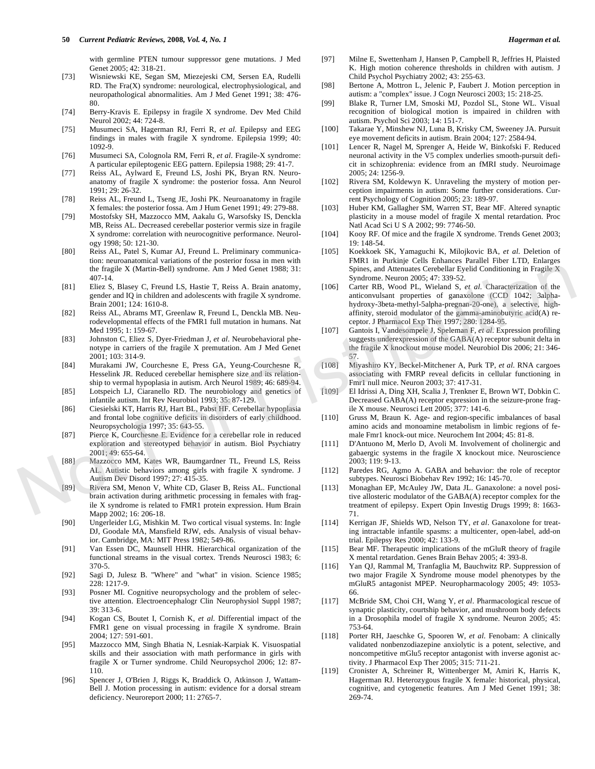with germline PTEN tumour suppressor gene mutations. J Med Genet 2005; 42: 318-21.

[73] Wisniewski KE, Segan SM, Miezejeski CM, Sersen EA, Rudelli RD. The Fra(X) syndrome: neurological, electrophysiological, and neuropathological abnormalities. Am J Med Genet 1991; 38: 476-80.

[74] Berry-Kravis E. Epilepsy in fragile X syndrome. Dev Med Child Neurol 2002; 44: 724-8.

[75] Musumeci SA, Hagerman RJ, Ferri R, *et al.* Epilepsy and EEG findings in males with fragile X syndrome. Epilepsia 1999; 40: 1092-9.

[76] Musumeci SA, Colognola RM, Ferri R, *et al.* Fragile-X syndrome: A particular epileptogenic EEG pattern. Epilepsia 1988; 29: 41-7.

[77] Reiss AL, Aylward E, Freund LS, Joshi PK, Bryan RN. Neuroanatomy of fragile X syndrome: the posterior fossa. Ann Neurol 1991; 29: 26-32.

[78] Reiss AL, Freund L, Tseng JE, Joshi PK. Neuroanatomy in fragile X females: the posterior fossa. Am J Hum Genet 1991; 49: 279-88.

[79] Mostofsky SH, Mazzocco MM, Aakalu G, Warsofsky IS, Denckla MB, Reiss AL. Decreased cerebellar posterior vermis size in fragile X syndrome: correlation with neurocognitive performance. Neurology 1998; 50: 121-30.

[80] Reiss AL, Patel S, Kumar AJ, Freund L. Preliminary communication: neuroanatomical variations of the posterior fossa in men with the fragile X (Martin-Bell) syndrome. Am J Med Genet 1988; 31: 407-14.

[81] Eliez S, Blasey C, Freund LS, Hastie T, Reiss A. Brain anatomy, gender and IQ in children and adolescents with fragile X syndrome. Brain 2001; 124: 1610-8.

[82] Reiss AL, Abrams MT, Greenlaw R, Freund L, Denckla MB. Neurodevelopmental effects of the FMR1 full mutation in humans. Nat Med 1995; 1: 159-67.

[83] Johnston C, Eliez S, Dyer-Friedman J, *et al.* Neurobehavioral phenotype in carriers of the fragile X premutation. Am J Med Genet 2001; 103: 314-9.

[84] Murakami JW, Courchesne E, Press GA, Yeung-Courchesne R, Hesselink JR. Reduced cerebellar hemisphere size and its relationship to vermal hypoplasia in autism. Arch Neurol 1989; 46: 689-94.

[85] Lotspeich LJ, Ciaranello RD. The neurobiology and genetics of infantile autism. Int Rev Neurobiol 1993; 35: 87-129.

[86] Ciesielski KT, Harris RJ, Hart BL, Pabst HF. Cerebellar hypoplasia and frontal lobe cognitive deficits in disorders of early childhood. Neuropsychologia 1997; 35: 643-55.

[87] Pierce K, Courchesne E. Evidence for a cerebellar role in reduced exploration and stereotyped behavior in autism. Biol Psychiatry 2001; 49: 655-64.

[88] Mazzocco MM, Kates WR, Baumgardner TL, Freund LS, Reiss AL. Autistic behaviors among girls with fragile X syndrome. J Autism Dev Disord 1997; 27: 415-35.

[89] Rivera SM, Menon V, White CD, Glaser B, Reiss AL. Functional brain activation during arithmetic processing in females with fragile X syndrome is related to FMR1 protein expression. Hum Brain Mapp 2002; 16: 206-18.

[90] Ungerleider LG, Mishkin M. Two cortical visual systems. In: Ingle DJ, Goodale MA, Mansfield RJW, eds. Analysis of visual behavior. Cambridge, MA: MIT Press 1982; 549-86.

[91] Van Essen DC, Maunsell HHR. Hierarchical organization of the functional streams in the visual cortex. Trends Neurosci 1983; 6: 370-5.

[92] Sagi D, Julesz B. "Where" and "what" in vision. Science 1985; 228: 1217-9.

[93] Posner MI. Cognitive neuropsychology and the problem of selective attention. Electroencephalogr Clin Neurophysiol Suppl 1987; 39: 313-6.

[94] Kogan CS, Boutet I, Cornish K, *et al.* Differential impact of the FMR1 gene on visual processing in fragile X syndrome. Brain 2004; 127: 591-601.

[95] Mazzocco MM, Singh Bhatia N, Lesniak-Karpiak K. Visuospatial skills and their association with math performance in girls with fragile X or Turner syndrome. Child Neuropsychol 2006; 12: 87-110.

[96] Spencer J, O'Brien J, Riggs K, Braddick O, Atkinson J, Wattam-Bell J. Motion processing in autism: evidence for a dorsal stream deficiency. Neuroreport 2000; 11: 2765-7.

[97] Milne E, Swettenham J, Hansen P, Campbell R, Jeffries H, Plaisted K. High motion coherence thresholds in children with autism. J Child Psychol Psychiatry 2002; 43: 255-63.

[98] Bertone A, Mottron L, Jelenic P, Faubert J. Motion perception in autism: a "complex" issue. J Cogn Neurosci 2003; 15: 218-25.

[99] Blake R, Turner LM, Smoski MJ, Pozdol SL, Stone WL. Visual recognition of biological motion is impaired in children with autism. Psychol Sci 2003; 14: 151-7.

[100] Takarae Y, Minshew NJ, Luna B, Krisky CM, Sweeney JA. Pursuit eye movement deficits in autism. Brain 2004; 127: 2584-94.

[101] Lencer R, Nagel M, Sprenger A, Heide W, Binkofski F. Reduced neuronal activity in the V5 complex underlies smooth-pursuit deficit in schizophrenia: evidence from an fMRI study. Neuroimage 2005; 24: 1256-9.

[102] Rivera SM, Koldewyn K. Unraveling the mystery of motion perception impairments in autism: Some further considerations. Current Psychology of Cognition 2005; 23: 189-97.

[103] Huber KM, Gallagher SM, Warren ST, Bear MF. Altered synaptic plasticity in a mouse model of fragile X mental retardation. Proc Natl Acad Sci U S A 2002; 99: 7746-50.

[104] Kooy RF. Of mice and the fragile X syndrome. Trends Genet 2003; 19: 148-54.

[105] Koekkoek SK, Yamaguchi K, Milojkovic BA, *et al.* Deletion of FMR1 in Purkinje Cells Enhances Parallel Fiber LTD, Enlarges Spines, and Attenuates Cerebellar Eyelid Conditioning in Fragile X Syndrome. Neuron 2005; 47: 339-52.

[106] Carter RB, Wood PL, Wieland S, *et al.* Characterization of the anticonvulsant properties of ganaxolone (CCD 1042; 3alpha-hydroxy-3beta-methyl-5alpha-pregnan-20-one), a selective, high-affinity, steroid modulator of the gamma-aminobutyric acid(A) receptor. J Pharmacol Exp Ther 1997; 280: 1284-95.

[107] Gantois I, Vandesompele J, Speleman F, *et al.* Expression profiling suggests underexpression of the GABA(A) receptor subunit delta in the fragile X knockout mouse model. Neurobiol Dis 2006; 21: 346-57.

[108] Miyashiro KY, Beckel-Mitchener A, Purk TP, *et al.* RNA cargoes associating with FMRP reveal deficits in cellular functioning in Fmr1 null mice. Neuron 2003; 37: 417-31.

[109] El Idrissi A, Ding XH, Scalia J, Trenkner E, Brown WT, Dobkin C. Decreased GABA(A) receptor expression in the seizure-prone fragile X mouse. Neurosci Lett 2005; 377: 141-6.

[110] Gruss M, Braun K. Age- and region-specific imbalances of basal amino acids and monoamine metabolism in limbic regions of female Fmr1 knock-out mice. Neurochem Int 2004; 45: 81-8.

[111] D'Antuono M, Merlo D, Avoli M. Involvement of cholinergic and gabaergic systems in the fragile X knockout mice. Neuroscience 2003; 119: 9-13.

[112] Paredes RG, Agmo A. GABA and behavior: the role of receptor subtypes. Neurosci Biobehav Rev 1992; 16: 145-70.

[113] Monaghan EP, McAuley JW, Data JL. Ganaxolone: a novel positive allosteric modulator of the GABA(A) receptor complex for the treatment of epilepsy. Expert Opin Investig Drugs 1999; 8: 1663-71.

[114] Kerrigan JF, Shields WD, Nelson TY, *et al*. Ganaxolone for treating intractable infantile spasms: a multicenter, open-label, add-on trial. Epilepsy Res 2000; 42: 133-9.

[115] Bear MF. Therapeutic implications of the mGluR theory of fragile X mental retardation. Genes Brain Behav 2005; 4: 393-8.

[116] Yan QJ, Rammal M, Tranfaglia M, Bauchwitz RP. Suppression of two major Fragile X Syndrome mouse model phenotypes by the mGluR5 antagonist MPEP. Neuropharmacology 2005; 49: 1053-66.

[117] McBride SM, Choi CH, Wang Y, *et al*. Pharmacological rescue of synaptic plasticity, courtship behavior, and mushroom body defects in a Drosophila model of fragile X syndrome. Neuron 2005; 45: 753-64.

[118] Porter RH, Jaeschke G, Spooren W, *et al.* Fenobam: A clinically validated nonbenzodiazepine anxiolytic is a potent, selective, and noncompetitive mGlu5 receptor antagonist with inverse agonist activity. J Pharmacol Exp Ther 2005; 315: 711-21.

[119] Cronister A, Schreiner R, Wittenberger M, Amiri K, Harris K, Hagerman RJ. Heterozygous fragile X female: historical, physical, cognitive, and cytogenetic features. Am J Med Genet 1991; 38: 269-74.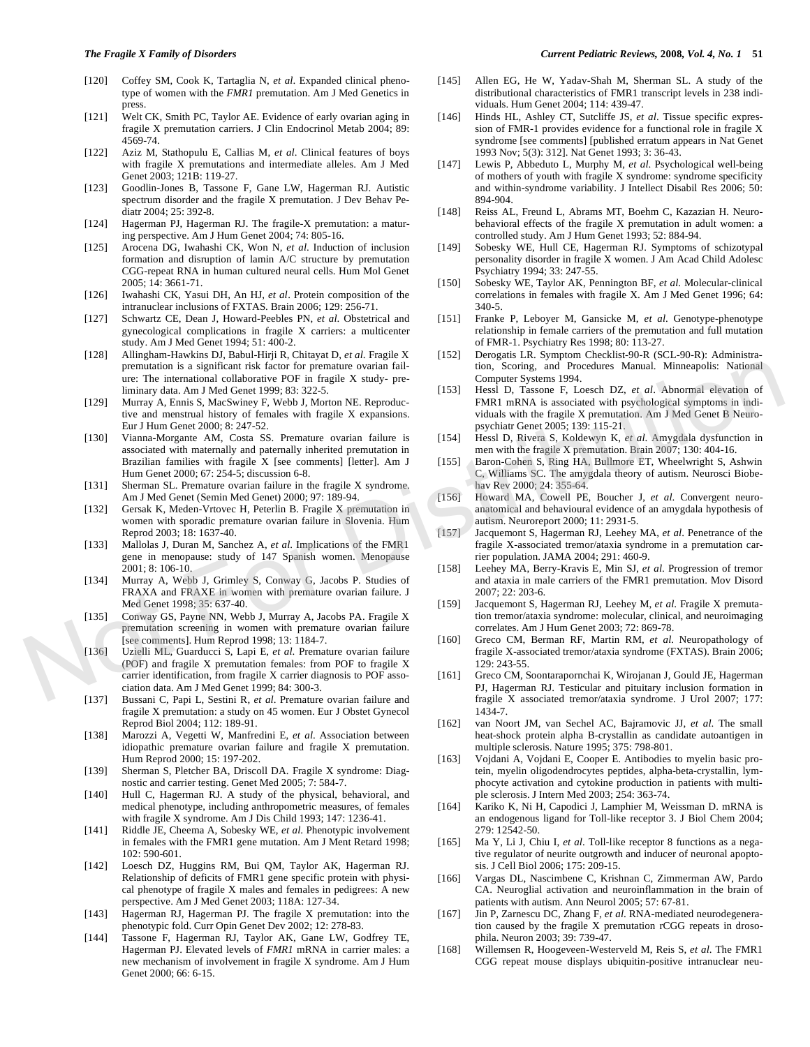[120] Coffey SM, Cook K, Tartaglia N, *et al*. Expanded clinical phenotype of women with the *FMR1* premutation. Am J Med Genetics in press.

[121] Welt CK, Smith PC, Taylor AE. Evidence of early ovarian aging in fragile X premutation carriers. J Clin Endocrinol Metab 2004; 89: 4569-74.

[122] Aziz M, Stathopulu E, Callias M, *et al*. Clinical features of boys with fragile X premutations and intermediate alleles. Am J Med Genet 2003; 121B: 119-27.

[123] Goodlin-Jones B, Tassone F, Gane LW, Hagerman RJ. Autistic spectrum disorder and the fragile X premutation. J Dev Behav Pediatr 2004; 25: 392-8.

[124] Hagerman PJ, Hagerman RJ. The fragile-X premutation: a maturing perspective. Am J Hum Genet 2004; 74: 805-16.

[125] Arocena DG, Iwahashi CK, Won N, *et al*. Induction of inclusion formation and disruption of lamin A/C structure by premutation CGG-repeat RNA in human cultured neural cells. Hum Mol Genet 2005; 14: 3661-71.

[126] Iwahashi CK, Yasui DH, An HJ, *et al*. Protein composition of the intranuclear inclusions of FXTAS. Brain 2006; 129: 256-71.

[127] Schwartz CE, Dean J, Howard-Peebles PN, *et al*. Obstetrical and gynecological complications in fragile X carriers: a multicenter study. Am J Med Genet 1994; 51: 400-2.

[128] Allingham-Hawkins DJ, Babul-Hirji R, Chitayat D, *et al*. Fragile X premutation is a significant risk factor for premature ovarian failure: The international collaborative POF in fragile X study- preliminary data. Am J Med Genet 1999; 83: 322-5.

[129] Murray A, Ennis S, MacSwiney F, Webb J, Morton NE. Reproductive and menstrual history of females with fragile X expansions. Eur J Hum Genet 2000; 8: 247-52.

[130] Vianna-Morgante AM, Costa SS. Premature ovarian failure is associated with maternally and paternally inherited premutation in Brazilian families with fragile X [see comments] [letter]. Am J Hum Genet 2000; 67: 254-5; discussion 6-8.

[131] Sherman SL. Premature ovarian failure in the fragile X syndrome. Am J Med Genet (Semin Med Genet) 2000; 97: 189-94.

[132] Gersak K, Meden-Vrtovec H, Peterlin B. Fragile X premutation in women with sporadic premature ovarian failure in Slovenia. Hum Reprod 2003; 18: 1637-40.

[133] Mallolas J, Duran M, Sanchez A, *et al*. Implications of the FMR1 gene in menopause: study of 147 Spanish women. Menopause 2001; 8: 106-10.

[134] Murray A, Webb J, Grimley S, Conway G, Jacobs P. Studies of FRAXA and FRAXE in women with premature ovarian failure. J Med Genet 1998; 35: 637-40.

[135] Conway GS, Payne NN, Webb J, Murray A, Jacobs PA. Fragile X premutation screening in women with premature ovarian failure [see comments]. Hum Reprod 1998; 13: 1184-7.

[136] Uzielli ML, Guarducci S, Lapi E, *et al*. Premature ovarian failure (POF) and fragile X premutation females: from POF to fragile X carrier identification, from fragile X carrier diagnosis to POF association data. Am J Med Genet 1999; 84: 300-3.

[137] Bussani C, Papi L, Sestini R, *et al*. Premature ovarian failure and fragile X premutation: a study on 45 women. Eur J Obstet Gynecol Reprod Biol 2004; 112: 189-91.

[138] Marozzi A, Vegetti W, Manfredini E, *et al*. Association between idiopathic premature ovarian failure and fragile X premutation. Hum Reprod 2000; 15: 197-202.

[139] Sherman S, Pletcher BA, Driscoll DA. Fragile X syndrome: Diagnostic and carrier testing. Genet Med 2005; 7: 584-7.

[140] Hull C, Hagerman RJ. A study of the physical, behavioral, and medical phenotype, including anthropometric measures, of females with fragile X syndrome. Am J Dis Child 1993; 147: 1236-41.

[141] Riddle JE, Cheema A, Sobesky WE, *et al*. Phenotypic involvement in females with the FMR1 gene mutation. Am J Ment Retard 1998; 102: 590-601.

[142] Loesch DZ, Huggins RM, Bui QM, Taylor AK, Hagerman RJ. Relationship of deficits of FMR1 gene specific protein with physical phenotype of fragile X males and females in pedigrees: A new perspective. Am J Med Genet 2003; 118A: 127-34.

[143] Hagerman RJ, Hagerman PJ. The fragile X premutation: into the phenotypic fold. Curr Opin Genet Dev 2002; 12: 278-83.

[144] Tassone F, Hagerman RJ, Taylor AK, Gane LW, Godfrey TE, Hagerman PJ. Elevated levels of *FMR1* mRNA in carrier males: a new mechanism of involvement in fragile X syndrome. Am J Hum Genet 2000; 66: 6-15.

[145] Allen EG, He W, Yadav-Shah M, Sherman SL. A study of the distributional characteristics of FMR1 transcript levels in 238 individuals. Hum Genet 2004; 114: 439-47.

[146] Hinds HL, Ashley CT, Sutcliffe JS, *et al*. Tissue specific expression of FMR-1 provides evidence for a functional role in fragile X syndrome [see comments] [published erratum appears in Nat Genet 1993 Nov; 5(3): 312]. Nat Genet 1993; 3: 36-43.

[147] Lewis P, Abbeduto L, Murphy M, *et al*. Psychological well-being of mothers of youth with fragile X syndrome: syndrome specificity and within-syndrome variability. J Intellect Disabil Res 2006; 50: 894-904.

[148] Reiss AL, Freund L, Abrams MT, Boehm C, Kazazian H. Neurobehavioral effects of the fragile X premutation in adult women: a controlled study. Am J Hum Genet 1993; 52: 884-94.

[149] Sobesky WE, Hull CE, Hagerman RJ. Symptoms of schizotypal personality disorder in fragile X women. J Am Acad Child Adolesc Psychiatry 1994; 33: 247-55.

[150] Sobesky WE, Taylor AK, Pennington BF, *et al*. Molecular-clinical correlations in females with fragile X. Am J Med Genet 1996; 64: 340-5.

[151] Franke P, Leboyer M, Gansicke M, *et al*. Genotype-phenotype relationship in female carriers of the premutation and full mutation of FMR-1. Psychiatry Res 1998; 80: 113-27.

[152] Derogatis LR. Symptom Checklist-90-R (SCL-90-R): Administration, Scoring, and Procedures Manual. Minneapolis: National Computer Systems 1994.

[153] Hessl D, Tassone F, Loesch DZ, *et al*. Abnormal elevation of FMR1 mRNA is associated with psychological symptoms in individuals with the fragile X premutation. Am J Med Genet B Neuropsychiatr Genet 2005; 139: 115-21.

[154] Hessl D, Rivera S, Koldewyn K, *et al*. Amygdala dysfunction in men with the fragile X premutation. Brain 2007; 130: 404-16.

[155] Baron-Cohen S, Ring HA, Bullmore ET, Wheelwright S, Ashwin C, Williams SC. The amygdala theory of autism. Neurosci Biobehav Rev 2000; 24: 355-64.

[156] Howard MA, Cowell PE, Boucher J, *et al*. Convergent neuroanatomical and behavioural evidence of an amygdala hypothesis of autism. Neuroreport 2000; 11: 2931-5.

[157] Jacquemont S, Hagerman RJ, Leehey MA, *et al*. Penetrance of the fragile X-associated tremor/ataxia syndrome in a premutation carrier population. JAMA 2004; 291: 460-9.

[158] Leehey MA, Berry-Kravis E, Min SJ, *et al*. Progression of tremor and ataxia in male carriers of the FMR1 premutation. Mov Disord 2007; 22: 203-6.

[159] Jacquemont S, Hagerman RJ, Leehey M, *et al*. Fragile X premutation tremor/ataxia syndrome: molecular, clinical, and neuroimaging correlates. Am J Hum Genet 2003; 72: 869-78.

[160] Greco CM, Berman RF, Martin RM, *et al*. Neuropathology of fragile X-associated tremor/ataxia syndrome (FXTAS). Brain 2006; 129: 243-55.

[161] Greco CM, Soontarapornchai K, Wirojanan J, Gould JE, Hagerman PJ, Hagerman RJ. Testicular and pituitary inclusion formation in fragile X associated tremor/ataxia syndrome. J Urol 2007; 177: 1434-7.

[162] van Noort JM, van Sechel AC, Bajramovic JJ, *et al*. The small heat-shock protein alpha B-crystallin as candidate autoantigen in multiple sclerosis. Nature 1995; 375: 798-801.

[163] Vojdani A, Vojdani E, Cooper E. Antibodies to myelin basic protein, myelin oligodendrocytes peptides, alpha-beta-crystallin, lymphocyte activation and cytokine production in patients with multiple sclerosis. J Intern Med 2003; 254: 363-74.

[164] Kariko K, Ni H, Capodici J, Lamphier M, Weissman D. mRNA is an endogenous ligand for Toll-like receptor 3. J Biol Chem 2004; 279: 12542-50.

[165] Ma Y, Li J, Chiu I, *et al*. Toll-like receptor 8 functions as a negative regulator of neurite outgrowth and inducer of neuronal apoptosis. J Cell Biol 2006; 175: 209-15.

[166] Vargas DL, Nascimbene C, Krishnan C, Zimmerman AW, Pardo CA. Neuroglial activation and neuroinflammation in the brain of patients with autism. Ann Neurol 2005; 57: 67-81.

[167] Jin P, Zarnescu DC, Zhang F, *et al*. RNA-mediated neurodegeneration caused by the fragile X premutation rCGG repeats in drosophila. Neuron 2003; 39: 739-47.

[168] Willemsen R, Hoogeveen-Westerveld M, Reis S, *et al*. The FMR1 CGG repeat mouse displays ubiquitin-positive intranuclear neu-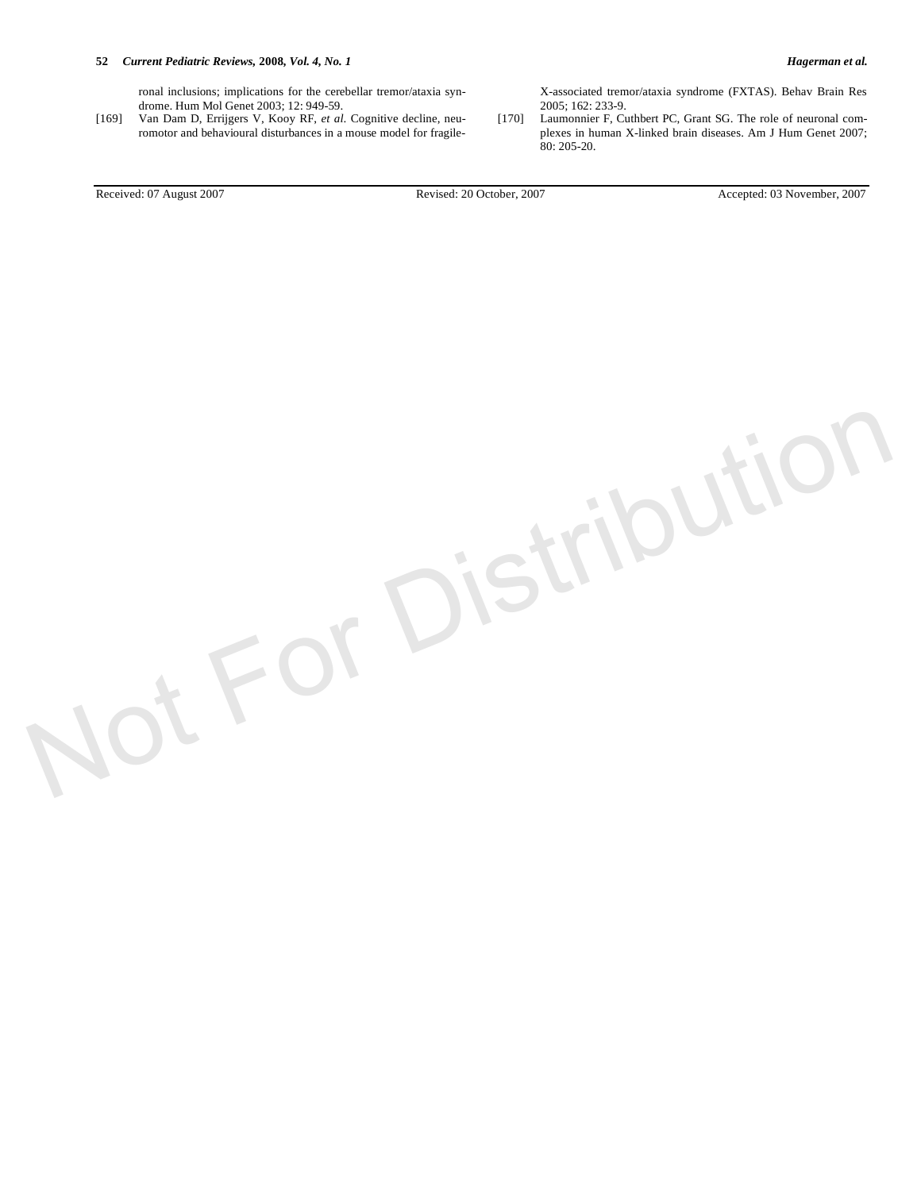ronal inclusions; implications for the cerebellar tremor/ataxia syndrome. Hum Mol Genet 2003; 12: 949-59.

[169] Van Dam D, Errijgers V, Kooy RF, *et al*. Cognitive decline, neuromotor and behavioural disturbances in a mouse model for fragile-X-associated tremor/ataxia syndrome (FXTAS). Behav Brain Res 2005; 162: 233-9.

[170] Laumonnier F, Cuthbert PC, Grant SG. The role of neuronal complexes in human X-linked brain diseases. Am J Hum Genet 2007; 80: 205-20.

Received: 07 August 2007 Revised: 20 October, 2007 Accepted: 03 November, 2007